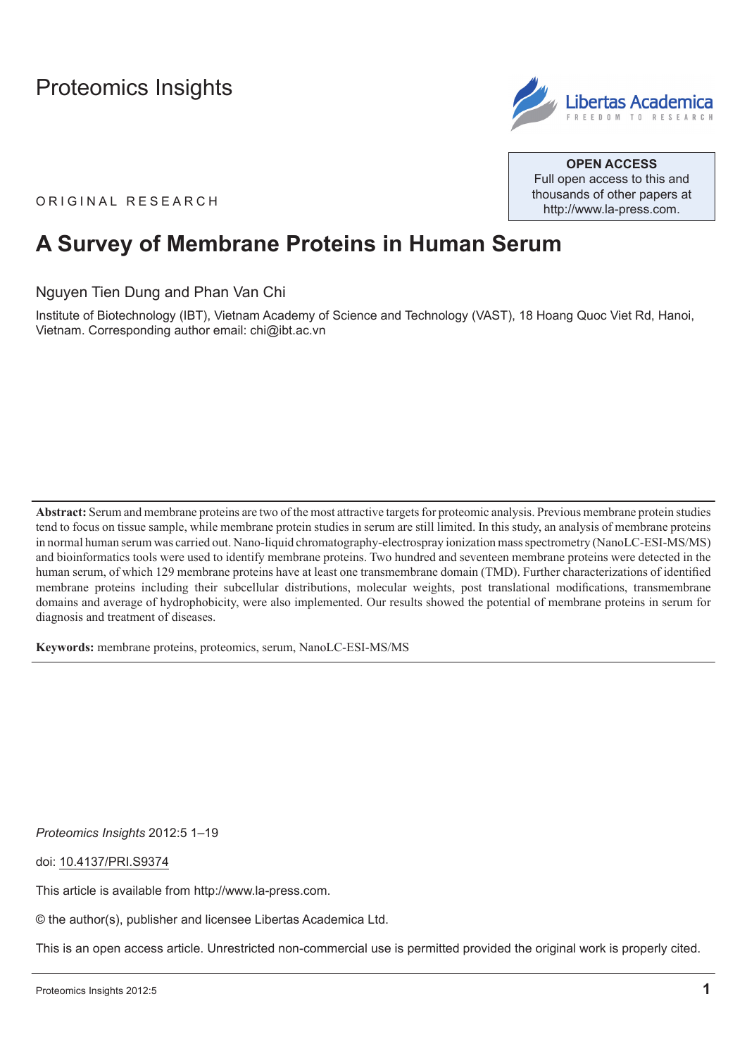Proteomics Insights

OPEN ACCESS
Full open access to this and thousands of other papers at http://www.la-press.com.

ORIGINAL RESEARCH

# A Survey of Membrane Proteins in Human Serum

Nguyen Tien Dung and Phan Van Chi

Institute of Biotechnology (IBT), Vietnam Academy of Science and Technology (VAST), 18 Hoang Quoc Viet Rd, Hanoi, Vietnam. Corresponding author email: chi@ibt.ac.vn

**Abstract:** Serum and membrane proteins are two of the most attractive targets for proteomic analysis. Previous membrane protein studies tend to focus on tissue sample, while membrane protein studies in serum are still limited. In this study, an analysis of membrane proteins in normal human serum was carried out. Nano-liquid chromatography-electrospray ionization mass spectrometry (NanoLC-ESI-MS/MS) and bioinformatics tools were used to identify membrane proteins. Two hundred and seventeen membrane proteins were detected in the human serum, of which 129 membrane proteins have at least one transmembrane domain (TMD). Further characterizations of identified membrane proteins including their subcellular distributions, molecular weights, post translational modifications, transmembrane domains and average of hydrophobicity, were also implemented. Our results showed the potential of membrane proteins in serum for diagnosis and treatment of diseases.

**Keywords:** membrane proteins, proteomics, serum, NanoLC-ESI-MS/MS

*Proteomics Insights* 2012:5 1–19

doi: 10.4137/PRI.S9374

This article is available from http://www.la-press.com.

© the author(s), publisher and licensee Libertas Academica Ltd.

This is an open access article. Unrestricted non-commercial use is permitted provided the original work is properly cited.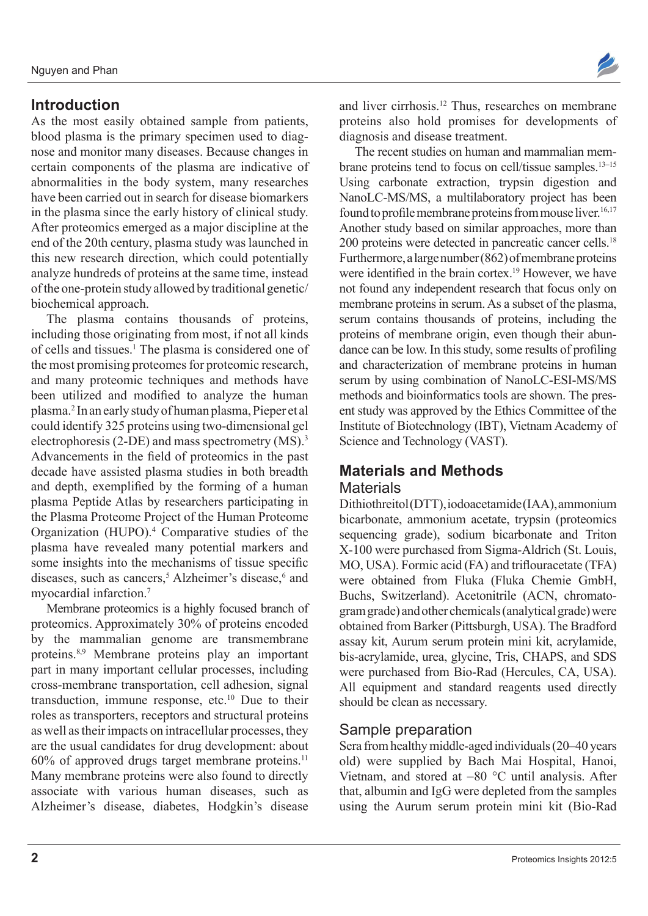## Introduction

As the most easily obtained sample from patients, blood plasma is the primary specimen used to diagnose and monitor many diseases. Because changes in certain components of the plasma are indicative of abnormalities in the body system, many researches have been carried out in search for disease biomarkers in the plasma since the early history of clinical study. After proteomics emerged as a major discipline at the end of the 20th century, plasma study was launched in this new research direction, which could potentially analyze hundreds of proteins at the same time, instead of the one-protein study allowed by traditional genetic/biochemical approach.

The plasma contains thousands of proteins, including those originating from most, if not all kinds of cells and tissues.[1] The plasma is considered one of the most promising proteomes for proteomic research, and many proteomic techniques and methods have been utilized and modified to analyze the human plasma.[2] In an early study of human plasma, Pieper et al could identify 325 proteins using two-dimensional gel electrophoresis (2-DE) and mass spectrometry (MS).[3] Advancements in the field of proteomics in the past decade have assisted plasma studies in both breadth and depth, exemplified by the forming of a human plasma Peptide Atlas by researchers participating in the Plasma Proteome Project of the Human Proteome Organization (HUPO).[4] Comparative studies of the plasma have revealed many potential markers and some insights into the mechanisms of tissue specific diseases, such as cancers,[5] Alzheimer's disease,[6] and myocardial infarction.[7]

Membrane proteomics is a highly focused branch of proteomics. Approximately 30% of proteins encoded by the mammalian genome are transmembrane proteins.[8,9] Membrane proteins play an important part in many important cellular processes, including cross-membrane transportation, cell adhesion, signal transduction, immune response, etc.[10] Due to their roles as transporters, receptors and structural proteins as well as their impacts on intracellular processes, they are the usual candidates for drug development: about 60% of approved drugs target membrane proteins.[11] Many membrane proteins were also found to directly associate with various human diseases, such as Alzheimer's disease, diabetes, Hodgkin's disease and liver cirrhosis.[12] Thus, researches on membrane proteins also hold promises for developments of diagnosis and disease treatment.

The recent studies on human and mammalian membrane proteins tend to focus on cell/tissue samples.[13–15] Using carbonate extraction, trypsin digestion and NanoLC-MS/MS, a multilaboratory project has been found to profile membrane proteins from mouse liver.[16,17] Another study based on similar approaches, more than 200 proteins were detected in pancreatic cancer cells.[18] Furthermore, a large number (862) of membrane proteins were identified in the brain cortex.[19] However, we have not found any independent research that focus only on membrane proteins in serum. As a subset of the plasma, serum contains thousands of proteins, including the proteins of membrane origin, even though their abundance can be low. In this study, some results of profiling and characterization of membrane proteins in human serum by using combination of NanoLC-ESI-MS/MS methods and bioinformatics tools are shown. The present study was approved by the Ethics Committee of the Institute of Biotechnology (IBT), Vietnam Academy of Science and Technology (VAST).

## Materials and Methods

### Materials

Dithiothreitol (DTT), iodoacetamide (IAA), ammonium bicarbonate, ammonium acetate, trypsin (proteomics sequencing grade), sodium bicarbonate and Triton X-100 were purchased from Sigma-Aldrich (St. Louis, MO, USA). Formic acid (FA) and triflouracetate (TFA) were obtained from Fluka (Fluka Chemie GmbH, Buchs, Switzerland). Acetonitrile (ACN, chromatogram grade) and other chemicals (analytical grade) were obtained from Barker (Pittsburgh, USA). The Bradford assay kit, Aurum serum protein mini kit, acrylamide, bis-acrylamide, urea, glycine, Tris, CHAPS, and SDS were purchased from Bio-Rad (Hercules, CA, USA). All equipment and standard reagents used directly should be clean as necessary.

### Sample preparation

Sera from healthy middle-aged individuals (20–40 years old) were supplied by Bach Mai Hospital, Hanoi, Vietnam, and stored at −80 °C until analysis. After that, albumin and IgG were depleted from the samples using the Aurum serum protein mini kit (Bio-Rad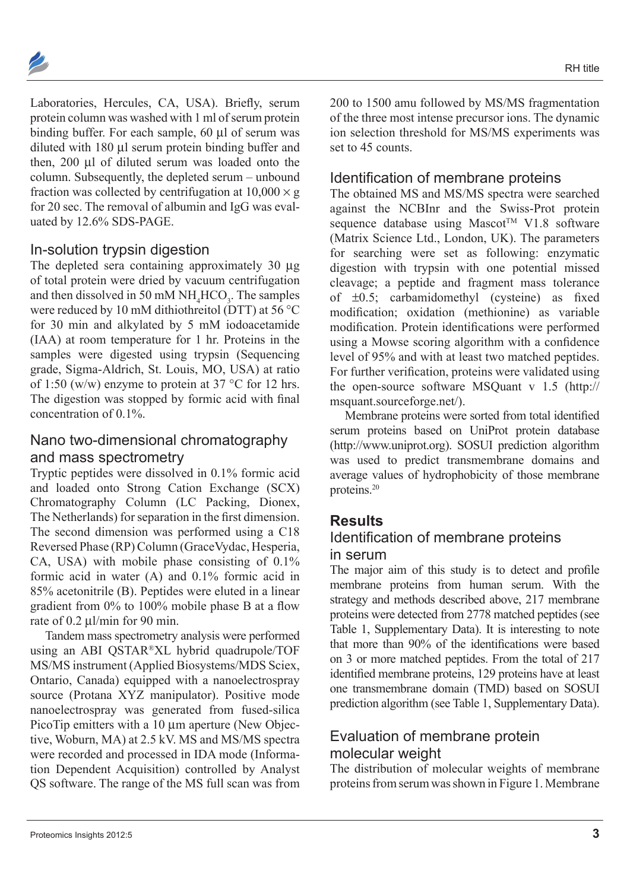Laboratories, Hercules, CA, USA). Briefly, serum protein column was washed with 1 ml of serum protein binding buffer. For each sample, 60 µl of serum was diluted with 180 µl serum protein binding buffer and then, 200 µl of diluted serum was loaded onto the column. Subsequently, the depleted serum – unbound fraction was collected by centrifugation at 10,000 × g for 20 sec. The removal of albumin and IgG was evaluated by 12.6% SDS-PAGE.

## In-solution trypsin digestion

The depleted sera containing approximately 30 µg of total protein were dried by vacuum centrifugation and then dissolved in 50 mM $NH_4HCO_3$. The samples were reduced by 10 mM dithiothreitol (DTT) at 56 °C for 30 min and alkylated by 5 mM iodoacetamide (IAA) at room temperature for 1 hr. Proteins in the samples were digested using trypsin (Sequencing grade, Sigma-Aldrich, St. Louis, MO, USA) at ratio of 1:50 (w/w) enzyme to protein at 37 °C for 12 hrs. The digestion was stopped by formic acid with final concentration of 0.1%.

## Nano two-dimensional chromatography and mass spectrometry

Tryptic peptides were dissolved in 0.1% formic acid and loaded onto Strong Cation Exchange (SCX) Chromatography Column (LC Packing, Dionex, The Netherlands) for separation in the first dimension. The second dimension was performed using a C18 Reversed Phase (RP) Column (GraceVydac, Hesperia, CA, USA) with mobile phase consisting of 0.1% formic acid in water (A) and 0.1% formic acid in 85% acetonitrile (B). Peptides were eluted in a linear gradient from 0% to 100% mobile phase B at a flow rate of 0.2 µl/min for 90 min.

Tandem mass spectrometry analysis were performed using an ABI QSTAR®XL hybrid quadrupole/TOF MS/MS instrument (Applied Biosystems/MDS Sciex, Ontario, Canada) equipped with a nanoelectrospray source (Protana XYZ manipulator). Positive mode nanoelectrospray was generated from fused-silica PicoTip emitters with a 10 µm aperture (New Objective, Woburn, MA) at 2.5 kV. MS and MS/MS spectra were recorded and processed in IDA mode (Information Dependent Acquisition) controlled by Analyst QS software. The range of the MS full scan was from 200 to 1500 amu followed by MS/MS fragmentation of the three most intense precursor ions. The dynamic ion selection threshold for MS/MS experiments was set to 45 counts.

## Identification of membrane proteins

The obtained MS and MS/MS spectra were searched against the NCBInr and the Swiss-Prot protein sequence database using Mascot™ V1.8 software (Matrix Science Ltd., London, UK). The parameters for searching were set as following: enzymatic digestion with trypsin with one potential missed cleavage; a peptide and fragment mass tolerance of ±0.5; carbamidomethyl (cysteine) as fixed modification; oxidation (methionine) as variable modification. Protein identifications were performed using a Mowse scoring algorithm with a confidence level of 95% and with at least two matched peptides. For further verification, proteins were validated using the open-source software MSQuant v 1.5 (http://msquant.sourceforge.net/).

Membrane proteins were sorted from total identified serum proteins based on UniProt protein database (http://www.uniprot.org). SOSUI prediction algorithm was used to predict transmembrane domains and average values of hydrophobicity of those membrane proteins.[20]

# Results

## Identification of membrane proteins in serum

The major aim of this study is to detect and profile membrane proteins from human serum. With the strategy and methods described above, 217 membrane proteins were detected from 2778 matched peptides (see Table 1, Supplementary Data). It is interesting to note that more than 90% of the identifications were based on 3 or more matched peptides. From the total of 217 identified membrane proteins, 129 proteins have at least one transmembrane domain (TMD) based on SOSUI prediction algorithm (see Table 1, Supplementary Data).

## Evaluation of membrane protein molecular weight

The distribution of molecular weights of membrane proteins from serum was shown in Figure 1. Membrane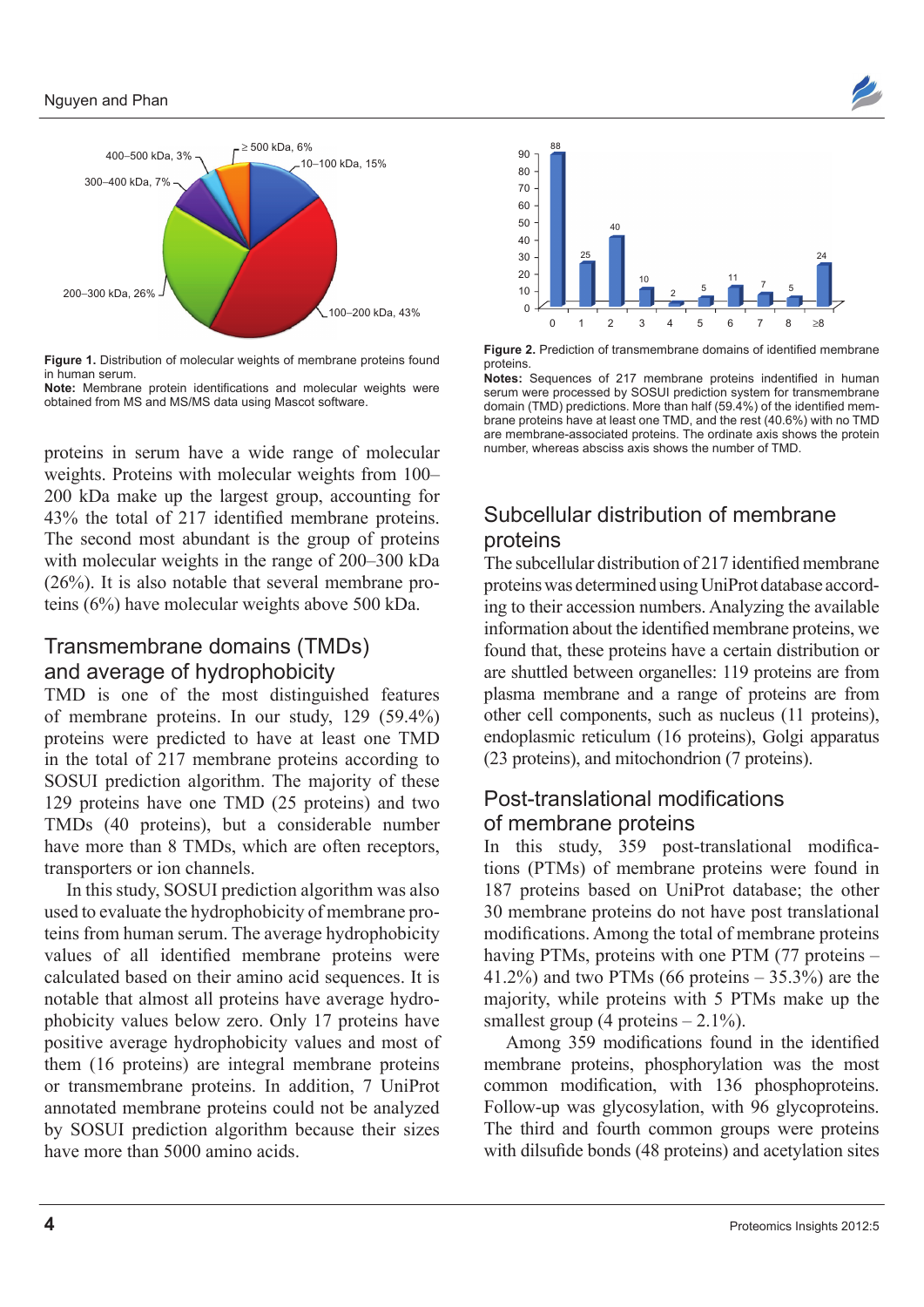Figure 1. Distribution of molecular weights of membrane proteins found in human serum.

**Note:** Membrane protein identifications and molecular weights were obtained from MS and MS/MS data using Mascot software.

**Figure 2.** Prediction of transmembrane domains of identified membrane proteins.

**Notes:** Sequences of 217 membrane proteins indentified in human serum were processed by SOSUI prediction system for transmembrane domain (TMD) predictions. More than half (59.4%) of the identified membrane proteins have at least one TMD, and the rest (40.6%) with no TMD are membrane-associated proteins. The ordinate axis shows the protein number, whereas absciss axis shows the number of TMD.

proteins in serum have a wide range of molecular weights. Proteins with molecular weights from 100–200 kDa make up the largest group, accounting for 43% the total of 217 identified membrane proteins. The second most abundant is the group of proteins with molecular weights in the range of 200–300 kDa (26%). It is also notable that several membrane proteins (6%) have molecular weights above 500 kDa.

## Transmembrane domains (TMDs) and average of hydrophobicity

TMD is one of the most distinguished features of membrane proteins. In our study, 129 (59.4%) proteins were predicted to have at least one TMD in the total of 217 membrane proteins according to SOSUI prediction algorithm. The majority of these 129 proteins have one TMD (25 proteins) and two TMDs (40 proteins), but a considerable number have more than 8 TMDs, which are often receptors, transporters or ion channels.

In this study, SOSUI prediction algorithm was also used to evaluate the hydrophobicity of membrane proteins from human serum. The average hydrophobicity values of all identified membrane proteins were calculated based on their amino acid sequences. It is notable that almost all proteins have average hydrophobicity values below zero. Only 17 proteins have positive average hydrophobicity values and most of them (16 proteins) are integral membrane proteins or transmembrane proteins. In addition, 7 UniProt annotated membrane proteins could not be analyzed by SOSUI prediction algorithm because their sizes have more than 5000 amino acids.

## Subcellular distribution of membrane proteins

The subcellular distribution of 217 identified membrane proteins was determined using UniProt database according to their accession numbers. Analyzing the available information about the identified membrane proteins, we found that, these proteins have a certain distribution or are shuttled between organelles: 119 proteins are from plasma membrane and a range of proteins are from other cell components, such as nucleus (11 proteins), endoplasmic reticulum (16 proteins), Golgi apparatus (23 proteins), and mitochondrion (7 proteins).

## Post-translational modifications of membrane proteins

In this study, 359 post-translational modifications (PTMs) of membrane proteins were found in 187 proteins based on UniProt database; the other 30 membrane proteins do not have post translational modifications. Among the total of membrane proteins having PTMs, proteins with one PTM (77 proteins – 41.2%) and two PTMs (66 proteins – 35.3%) are the majority, while proteins with 5 PTMs make up the smallest group (4 proteins – 2.1%).

Among 359 modifications found in the identified membrane proteins, phosphorylation was the most common modification, with 136 phosphoproteins. Follow-up was glycosylation, with 96 glycoproteins. The third and fourth common groups were proteins with dilsufide bonds (48 proteins) and acetylation sites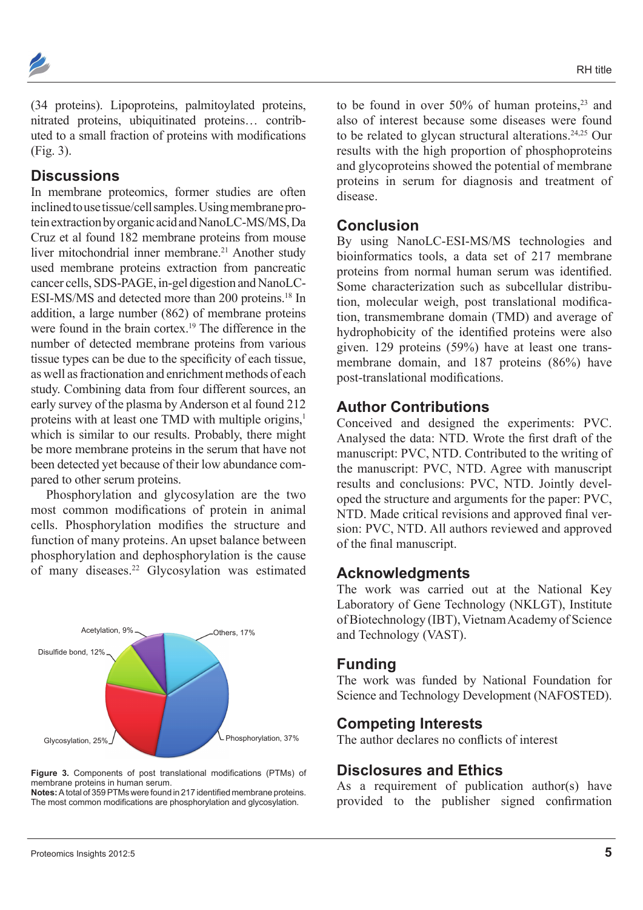(34 proteins). Lipoproteins, palmitoylated proteins, nitrated proteins, ubiquitinated proteins… contributed to a small fraction of proteins with modifications (Fig. 3).

## Discussions

In membrane proteomics, former studies are often inclined to use tissue/cell samples. Using membrane protein extraction by organic acid and NanoLC-MS/MS, Da Cruz et al found 182 membrane proteins from mouse liver mitochondrial inner membrane.[21] Another study used membrane proteins extraction from pancreatic cancer cells, SDS-PAGE, in-gel digestion and NanoLC-ESI-MS/MS and detected more than 200 proteins.[18] In addition, a large number (862) of membrane proteins were found in the brain cortex.[19] The difference in the number of detected membrane proteins from various tissue types can be due to the specificity of each tissue, as well as fractionation and enrichment methods of each study. Combining data from four different sources, an early survey of the plasma by Anderson et al found 212 proteins with at least one TMD with multiple origins,[1] which is similar to our results. Probably, there might be more membrane proteins in the serum that have not been detected yet because of their low abundance compared to other serum proteins.

Phosphorylation and glycosylation are the two most common modifications of protein in animal cells. Phosphorylation modifies the structure and function of many proteins. An upset balance between phosphorylation and dephosphorylation is the cause of many diseases.[22] Glycosylation was estimated to be found in over 50% of human proteins,[23] and also of interest because some diseases were found to be related to glycan structural alterations.[24,25] Our results with the high proportion of phosphoproteins and glycoproteins showed the potential of membrane proteins in serum for diagnosis and treatment of disease.

Acetylation, 9%
Others, 17%
Disulfide bond, 12%
Glycosylation, 25%
Phosphorylation, 37%

**Figure 3.** Components of post translational modifications (PTMs) of membrane proteins in human serum.
**Notes:** A total of 359 PTMs were found in 217 identified membrane proteins. The most common modifications are phosphorylation and glycosylation.

## Conclusion

By using NanoLC-ESI-MS/MS technologies and bioinformatics tools, a data set of 217 membrane proteins from normal human serum was identified. Some characterization such as subcellular distribution, molecular weigh, post translational modification, transmembrane domain (TMD) and average of hydrophobicity of the identified proteins were also given. 129 proteins (59%) have at least one transmembrane domain, and 187 proteins (86%) have post-translational modifications.

## Author Contributions

Conceived and designed the experiments: PVC. Analysed the data: NTD. Wrote the first draft of the manuscript: PVC, NTD. Contributed to the writing of the manuscript: PVC, NTD. Agree with manuscript results and conclusions: PVC, NTD. Jointly developed the structure and arguments for the paper: PVC, NTD. Made critical revisions and approved final version: PVC, NTD. All authors reviewed and approved of the final manuscript.

## Acknowledgments

The work was carried out at the National Key Laboratory of Gene Technology (NKLGT), Institute of Biotechnology (IBT), Vietnam Academy of Science and Technology (VAST).

## Funding

The work was funded by National Foundation for Science and Technology Development (NAFOSTED).

## Competing Interests

The author declares no conflicts of interest

## Disclosures and Ethics

As a requirement of publication author(s) have provided to the publisher signed confirmation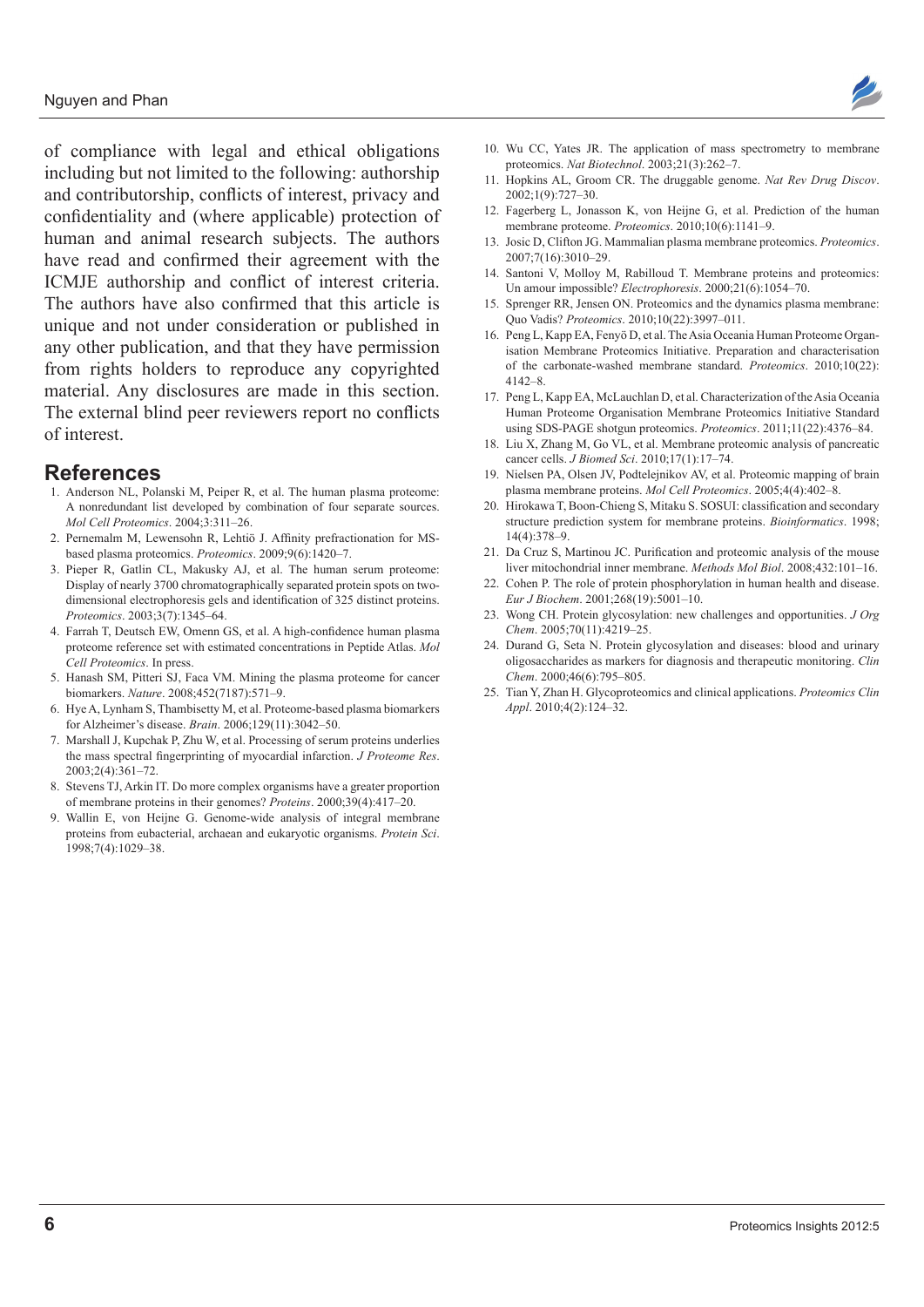of compliance with legal and ethical obligations including but not limited to the following: authorship and contributorship, conflicts of interest, privacy and confidentiality and (where applicable) protection of human and animal research subjects. The authors have read and confirmed their agreement with the ICMJE authorship and conflict of interest criteria. The authors have also confirmed that this article is unique and not under consideration or published in any other publication, and that they have permission from rights holders to reproduce any copyrighted material. Any disclosures are made in this section. The external blind peer reviewers report no conflicts of interest.

## References

1. Anderson NL, Polanski M, Peiper R, et al. The human plasma proteome: A nonredundant list developed by combination of four separate sources. *Mol Cell Proteomics*. 2004;3:311–26.
2. Pernemalm M, Lewensohn R, Lehtiö J. Affinity prefractionation for MS-based plasma proteomics. *Proteomics*. 2009;9(6):1420–7.
3. Pieper R, Gatlin CL, Makusky AJ, et al. The human serum proteome: Display of nearly 3700 chromatographically separated protein spots on two-dimensional electrophoresis gels and identification of 325 distinct proteins. *Proteomics*. 2003;3(7):1345–64.
4. Farrah T, Deutsch EW, Omenn GS, et al. A high-confidence human plasma proteome reference set with estimated concentrations in Peptide Atlas. *Mol Cell Proteomics*. In press.
5. Hanash SM, Pitteri SJ, Faca VM. Mining the plasma proteome for cancer biomarkers. *Nature*. 2008;452(7187):571–9.
6. Hye A, Lynham S, Thambisetty M, et al. Proteome-based plasma biomarkers for Alzheimer's disease. *Brain*. 2006;129(11):3042–50.
7. Marshall J, Kupchak P, Zhu W, et al. Processing of serum proteins underlies the mass spectral fingerprinting of myocardial infarction. *J Proteome Res*. 2003;2(4):361–72.
8. Stevens TJ, Arkin IT. Do more complex organisms have a greater proportion of membrane proteins in their genomes? *Proteins*. 2000;39(4):417–20.
9. Wallin E, von Heijne G. Genome-wide analysis of integral membrane proteins from eubacterial, archaean and eukaryotic organisms. *Protein Sci*. 1998;7(4):1029–38.
10. Wu CC, Yates JR. The application of mass spectrometry to membrane proteomics. *Nat Biotechnol*. 2003;21(3):262–7.
11. Hopkins AL, Groom CR. The druggable genome. *Nat Rev Drug Discov*. 2002;1(9):727–30.
12. Fagerberg L, Jonasson K, von Heijne G, et al. Prediction of the human membrane proteome. *Proteomics*. 2010;10(6):1141–9.
13. Josic D, Clifton JG. Mammalian plasma membrane proteomics. *Proteomics*. 2007;7(16):3010–29.
14. Santoni V, Molloy M, Rabilloud T. Membrane proteins and proteomics: Un amour impossible? *Electrophoresis*. 2000;21(6):1054–70.
15. Sprenger RR, Jensen ON. Proteomics and the dynamics plasma membrane: Quo Vadis? *Proteomics*. 2010;10(22):3997–011.
16. Peng L, Kapp EA, Fenyö D, et al. The Asia Oceania Human Proteome Organisation Membrane Proteomics Initiative. Preparation and characterisation of the carbonate-washed membrane standard. *Proteomics*. 2010;10(22): 4142–8.
17. Peng L, Kapp EA, McLauchlan D, et al. Characterization of the Asia Oceania Human Proteome Organisation Membrane Proteomics Initiative Standard using SDS-PAGE shotgun proteomics. *Proteomics*. 2011;11(22):4376–84.
18. Liu X, Zhang M, Go VL, et al. Membrane proteomic analysis of pancreatic cancer cells. *J Biomed Sci*. 2010;17(1):17–74.
19. Nielsen PA, Olsen JV, Podtelejnikov AV, et al. Proteomic mapping of brain plasma membrane proteins. *Mol Cell Proteomics*. 2005;4(4):402–8.
20. Hirokawa T, Boon-Chieng S, Mitaku S. SOSUI: classification and secondary structure prediction system for membrane proteins. *Bioinformatics*. 1998; 14(4):378–9.
21. Da Cruz S, Martinou JC. Purification and proteomic analysis of the mouse liver mitochondrial inner membrane. *Methods Mol Biol*. 2008;432:101–16.
22. Cohen P. The role of protein phosphorylation in human health and disease. *Eur J Biochem*. 2001;268(19):5001–10.
23. Wong CH. Protein glycosylation: new challenges and opportunities. *J Org Chem*. 2005;70(11):4219–25.
24. Durand G, Seta N. Protein glycosylation and diseases: blood and urinary oligosaccharides as markers for diagnosis and therapeutic monitoring. *Clin Chem*. 2000;46(6):795–805.
25. Tian Y, Zhan H. Glycoproteomics and clinical applications. *Proteomics Clin Appl*. 2010;4(2):124–32.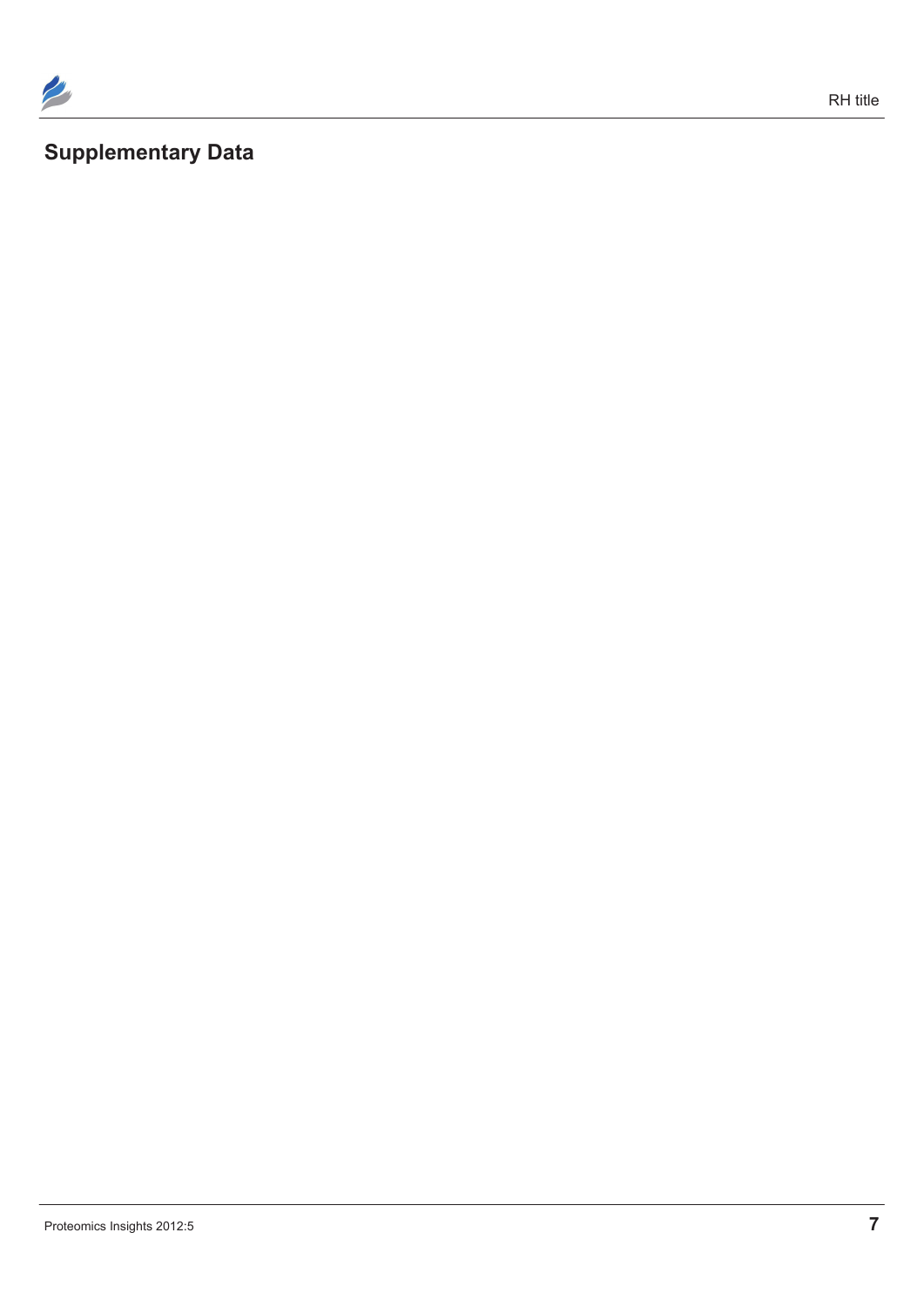## Supplementary Data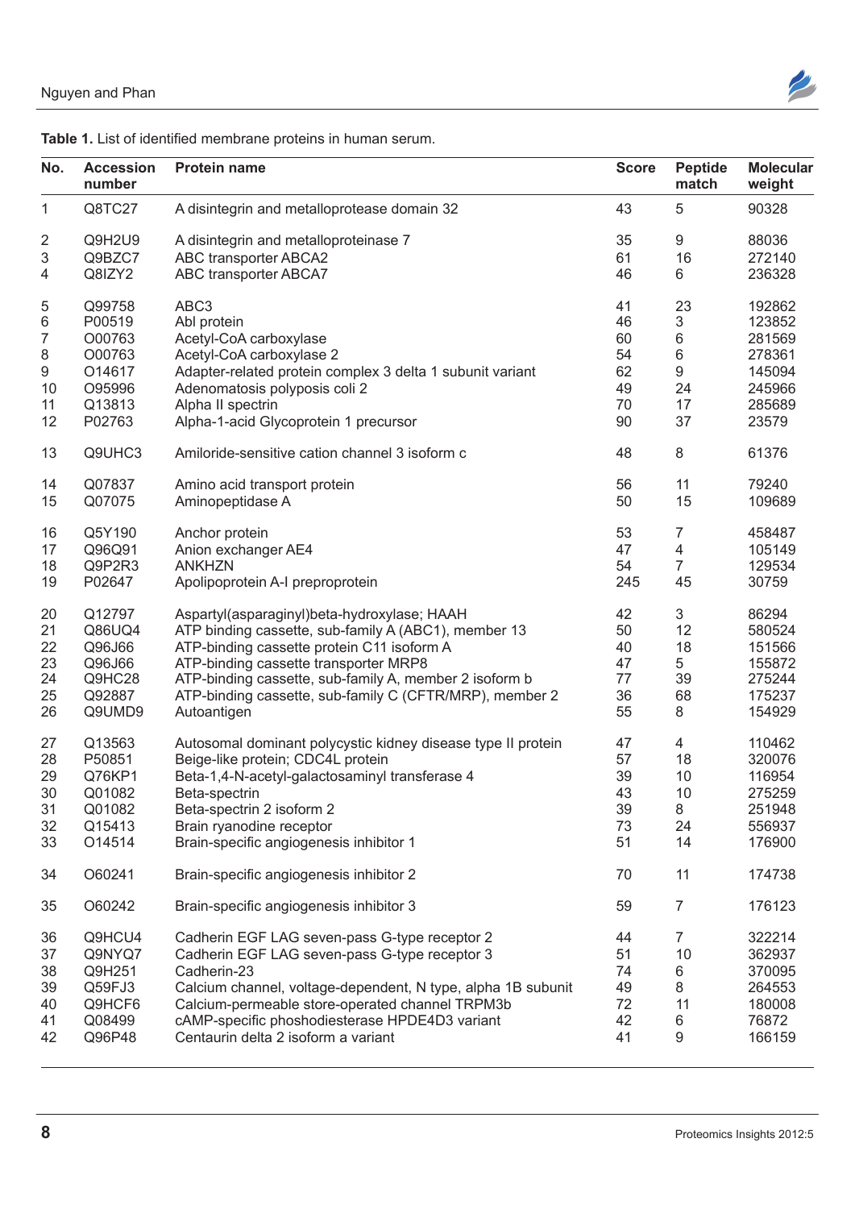**Table 1.** List of identified membrane proteins in human serum.

| No. | Accession number | Protein name | Score | Peptide match | Molecular weight |
|---|---|---|---|---|---|
| 1 | Q8TC27 | A disintegrin and metalloprotease domain 32 | 43 | 5 | 90328 |
| 2 | Q9H2U9 | A disintegrin and metalloproteinase 7 | 35 | 9 | 88036 |
| 3 | Q9BZC7 | ABC transporter ABCA2 | 61 | 16 | 272140 |
| 4 | Q8IZY2 | ABC transporter ABCA7 | 46 | 6 | 236328 |
| 5 | Q99758 | ABC3 | 41 | 23 | 192862 |
| 6 | P00519 | Abl protein | 46 | 3 | 123852 |
| 7 | O00763 | Acetyl-CoA carboxylase | 60 | 6 | 281569 |
| 8 | O00763 | Acetyl-CoA carboxylase 2 | 54 | 6 | 278361 |
| 9 | O14617 | Adapter-related protein complex 3 delta 1 subunit variant | 62 | 9 | 145094 |
| 10 | O95996 | Adenomatosis polyposis coli 2 | 49 | 24 | 245966 |
| 11 | Q13813 | Alpha II spectrin | 70 | 17 | 285689 |
| 12 | P02763 | Alpha-1-acid Glycoprotein 1 precursor | 90 | 37 | 23579 |
| 13 | Q9UHC3 | Amiloride-sensitive cation channel 3 isoform c | 48 | 8 | 61376 |
| 14 | Q07837 | Amino acid transport protein | 56 | 11 | 79240 |
| 15 | Q07075 | Aminopeptidase A | 50 | 15 | 109689 |
| 16 | Q5Y190 | Anchor protein | 53 | 7 | 458487 |
| 17 | Q96Q91 | Anion exchanger AE4 | 47 | 4 | 105149 |
| 18 | Q9P2R3 | ANKHZN | 54 | 7 | 129534 |
| 19 | P02647 | Apolipoprotein A-I preproprotein | 245 | 45 | 30759 |
| 20 | Q12797 | Aspartyl(asparaginyl)beta-hydroxylase; HAAH | 42 | 3 | 86294 |
| 21 | Q86UQ4 | ATP binding cassette, sub-family A (ABC1), member 13 | 50 | 12 | 580524 |
| 22 | Q96J66 | ATP-binding cassette protein C11 isoform A | 40 | 18 | 151566 |
| 23 | Q96J66 | ATP-binding cassette transporter MRP8 | 47 | 5 | 155872 |
| 24 | Q9HC28 | ATP-binding cassette, sub-family A, member 2 isoform b | 77 | 39 | 275244 |
| 25 | Q92887 | ATP-binding cassette, sub-family C (CFTR/MRP), member 2 | 36 | 68 | 175237 |
| 26 | Q9UMD9 | Autoantigen | 55 | 8 | 154929 |
| 27 | Q13563 | Autosomal dominant polycystic kidney disease type II protein | 47 | 4 | 110462 |
| 28 | P50851 | Beige-like protein; CDC4L protein | 57 | 18 | 320076 |
| 29 | Q76KP1 | Beta-1,4-N-acetyl-galactosaminyl transferase 4 | 39 | 10 | 116954 |
| 30 | Q01082 | Beta-spectrin | 43 | 10 | 275259 |
| 31 | Q01082 | Beta-spectrin 2 isoform 2 | 39 | 8 | 251948 |
| 32 | Q15413 | Brain ryanodine receptor | 73 | 24 | 556937 |
| 33 | O14514 | Brain-specific angiogenesis inhibitor 1 | 51 | 14 | 176900 |
| 34 | O60241 | Brain-specific angiogenesis inhibitor 2 | 70 | 11 | 174738 |
| 35 | O60242 | Brain-specific angiogenesis inhibitor 3 | 59 | 7 | 176123 |
| 36 | Q9HCU4 | Cadherin EGF LAG seven-pass G-type receptor 2 | 44 | 7 | 322214 |
| 37 | Q9NYQ7 | Cadherin EGF LAG seven-pass G-type receptor 3 | 51 | 10 | 362937 |
| 38 | Q9H251 | Cadherin-23 | 74 | 6 | 370095 |
| 39 | Q59FJ3 | Calcium channel, voltage-dependent, N type, alpha 1B subunit | 49 | 8 | 264553 |
| 40 | Q9HCF6 | Calcium-permeable store-operated channel TRPM3b | 72 | 11 | 180008 |
| 41 | Q08499 | cAMP-specific phoshodiesterase HPDE4D3 variant | 42 | 6 | 76872 |
| 42 | Q96P48 | Centaurin delta 2 isoform a variant | 41 | 9 | 166159 |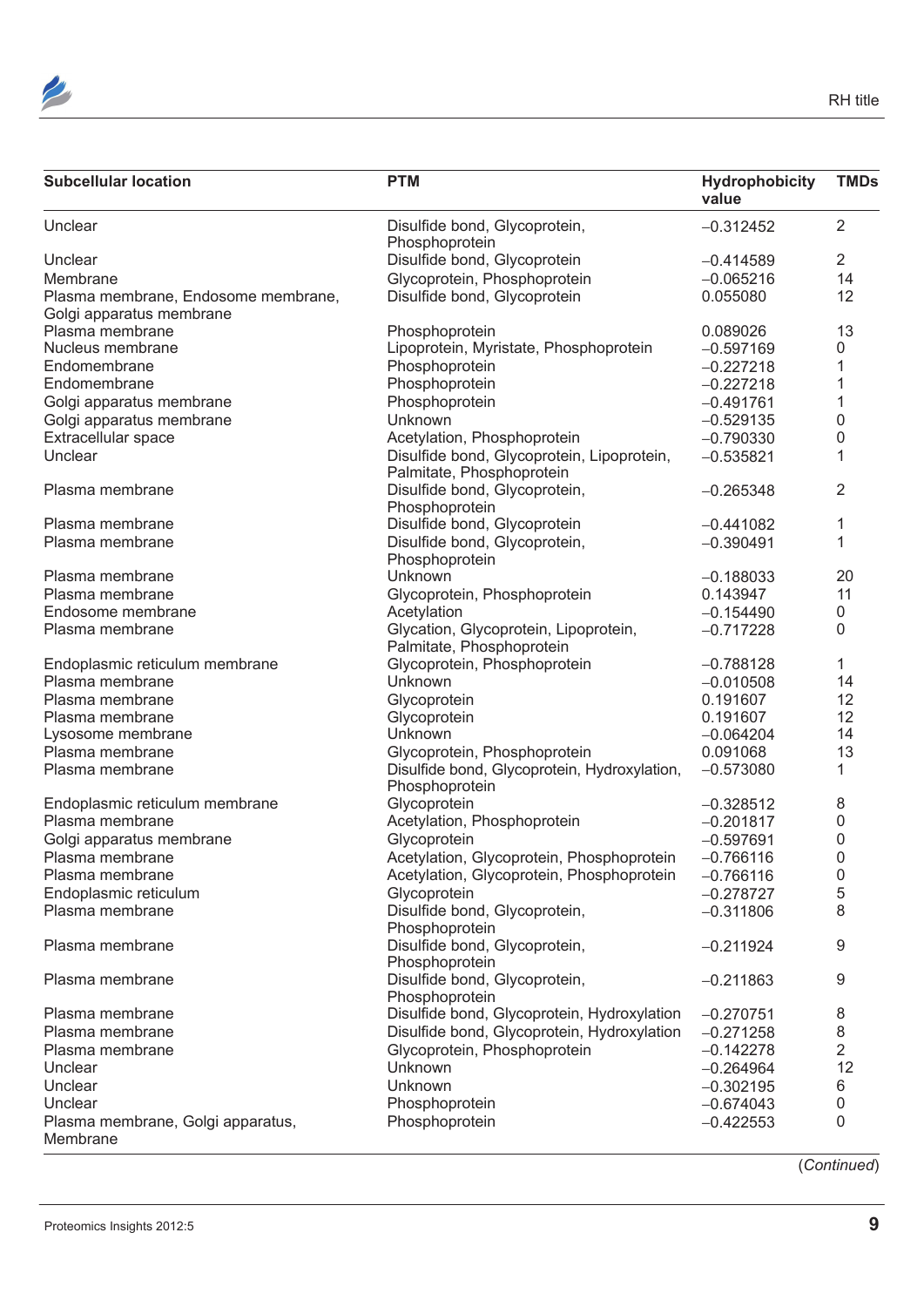| Subcellular location | PTM | Hydrophobicity value | TMDs |
|---|---|---|---|
| Unclear | Disulfide bond, Glycoprotein, Phosphoprotein | −0.312452 | 2 |
| Unclear | Disulfide bond, Glycoprotein | −0.414589 | 2 |
| Membrane | Glycoprotein, Phosphoprotein | −0.065216 | 14 |
| Plasma membrane, Endosome membrane, Golgi apparatus membrane | Disulfide bond, Glycoprotein | 0.055080 | 12 |
| Plasma membrane | Phosphoprotein | 0.089026 | 13 |
| Nucleus membrane | Lipoprotein, Myristate, Phosphoprotein | −0.597169 | 0 |
| Endomembrane | Phosphoprotein | −0.227218 | 1 |
| Endomembrane | Phosphoprotein | −0.227218 | 1 |
| Golgi apparatus membrane | Phosphoprotein | −0.491761 | 1 |
| Golgi apparatus membrane | Unknown | −0.529135 | 0 |
| Extracellular space | Acetylation, Phosphoprotein | −0.790330 | 0 |
| Unclear | Disulfide bond, Glycoprotein, Lipoprotein, Palmitate, Phosphoprotein | −0.535821 | 1 |
| Plasma membrane | Disulfide bond, Glycoprotein, Phosphoprotein | −0.265348 | 2 |
| Plasma membrane | Disulfide bond, Glycoprotein | −0.441082 | 1 |
| Plasma membrane | Disulfide bond, Glycoprotein, Phosphoprotein | −0.390491 | 1 |
| Plasma membrane | Unknown | −0.188033 | 20 |
| Plasma membrane | Glycoprotein, Phosphoprotein | 0.143947 | 11 |
| Endosome membrane | Acetylation | −0.154490 | 0 |
| Plasma membrane | Glycation, Glycoprotein, Lipoprotein, Palmitate, Phosphoprotein | −0.717228 | 0 |
| Endoplasmic reticulum membrane | Glycoprotein, Phosphoprotein | −0.788128 | 1 |
| Plasma membrane | Unknown | −0.010508 | 14 |
| Plasma membrane | Glycoprotein | 0.191607 | 12 |
| Plasma membrane | Glycoprotein | 0.191607 | 12 |
| Lysosome membrane | Unknown | −0.064204 | 14 |
| Plasma membrane | Glycoprotein, Phosphoprotein | 0.091068 | 13 |
| Plasma membrane | Disulfide bond, Glycoprotein, Hydroxylation, Phosphoprotein | −0.573080 | 1 |
| Endoplasmic reticulum membrane | Glycoprotein | −0.328512 | 8 |
| Plasma membrane | Acetylation, Phosphoprotein | −0.201817 | 0 |
| Golgi apparatus membrane | Glycoprotein | −0.597691 | 0 |
| Plasma membrane | Acetylation, Glycoprotein, Phosphoprotein | −0.766116 | 0 |
| Plasma membrane | Acetylation, Glycoprotein, Phosphoprotein | −0.766116 | 0 |
| Endoplasmic reticulum | Glycoprotein | −0.278727 | 5 |
| Plasma membrane | Disulfide bond, Glycoprotein, Phosphoprotein | −0.311806 | 8 |
| Plasma membrane | Disulfide bond, Glycoprotein, Phosphoprotein | −0.211924 | 9 |
| Plasma membrane | Disulfide bond, Glycoprotein, Phosphoprotein | −0.211863 | 9 |
| Plasma membrane | Disulfide bond, Glycoprotein, Hydroxylation | −0.270751 | 8 |
| Plasma membrane | Disulfide bond, Glycoprotein, Hydroxylation | −0.271258 | 8 |
| Plasma membrane | Glycoprotein, Phosphoprotein | −0.142278 | 2 |
| Unclear | Unknown | −0.264964 | 12 |
| Unclear | Unknown | −0.302195 | 6 |
| Unclear | Phosphoprotein | −0.674043 | 0 |
| Plasma membrane, Golgi apparatus, Membrane | Phosphoprotein | −0.422553 | 0 |

(*Continued*)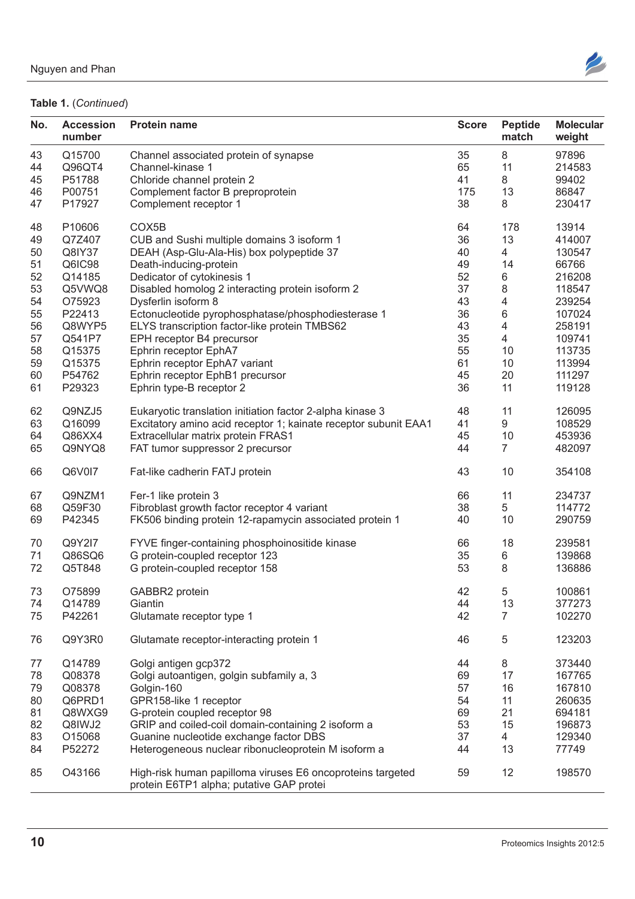**Table 1.** (*Continued*)

| No. | Accession number | Protein name | Score | Peptide match | Molecular weight |
|---|---|---|---|---|---|
| 43 | Q15700 | Channel associated protein of synapse | 35 | 8 | 97896 |
| 44 | Q96QT4 | Channel-kinase 1 | 65 | 11 | 214583 |
| 45 | P51788 | Chloride channel protein 2 | 41 | 8 | 99402 |
| 46 | P00751 | Complement factor B preproprotein | 175 | 13 | 86847 |
| 47 | P17927 | Complement receptor 1 | 38 | 8 | 230417 |
| 48 | P10606 | COX5B | 64 | 178 | 13914 |
| 49 | Q7Z407 | CUB and Sushi multiple domains 3 isoform 1 | 36 | 13 | 414007 |
| 50 | Q8IY37 | DEAH (Asp-Glu-Ala-His) box polypeptide 37 | 40 | 4 | 130547 |
| 51 | Q6IC98 | Death-inducing-protein | 49 | 14 | 66766 |
| 52 | Q14185 | Dedicator of cytokinesis 1 | 52 | 6 | 216208 |
| 53 | Q5VWQ8 | Disabled homolog 2 interacting protein isoform 2 | 37 | 8 | 118547 |
| 54 | O75923 | Dysferlin isoform 8 | 43 | 4 | 239254 |
| 55 | P22413 | Ectonucleotide pyrophosphatase/phosphodiesterase 1 | 36 | 6 | 107024 |
| 56 | Q8WYP5 | ELYS transcription factor-like protein TMBS62 | 43 | 4 | 258191 |
| 57 | Q541P7 | EPH receptor B4 precursor | 35 | 4 | 109741 |
| 58 | Q15375 | Ephrin receptor EphA7 | 55 | 10 | 113735 |
| 59 | Q15375 | Ephrin receptor EphA7 variant | 61 | 10 | 113994 |
| 60 | P54762 | Ephrin receptor EphB1 precursor | 45 | 20 | 111297 |
| 61 | P29323 | Ephrin type-B receptor 2 | 36 | 11 | 119128 |
| 62 | Q9NZJ5 | Eukaryotic translation initiation factor 2-alpha kinase 3 | 48 | 11 | 126095 |
| 63 | Q16099 | Excitatory amino acid receptor 1; kainate receptor subunit EAA1 | 41 | 9 | 108529 |
| 64 | Q86XX4 | Extracellular matrix protein FRAS1 | 45 | 10 | 453936 |
| 65 | Q9NYQ8 | FAT tumor suppressor 2 precursor | 44 | 7 | 482097 |
| 66 | Q6V0I7 | Fat-like cadherin FATJ protein | 43 | 10 | 354108 |
| 67 | Q9NZM1 | Fer-1 like protein 3 | 66 | 11 | 234737 |
| 68 | Q59F30 | Fibroblast growth factor receptor 4 variant | 38 | 5 | 114772 |
| 69 | P42345 | FK506 binding protein 12-rapamycin associated protein 1 | 40 | 10 | 290759 |
| 70 | Q9Y2I7 | FYVE finger-containing phosphoinositide kinase | 66 | 18 | 239581 |
| 71 | Q86SQ6 | G protein-coupled receptor 123 | 35 | 6 | 139868 |
| 72 | Q5T848 | G protein-coupled receptor 158 | 53 | 8 | 136886 |
| 73 | O75899 | GABBR2 protein | 42 | 5 | 100861 |
| 74 | Q14789 | Giantin | 44 | 13 | 377273 |
| 75 | P42261 | Glutamate receptor type 1 | 42 | 7 | 102270 |
| 76 | Q9Y3R0 | Glutamate receptor-interacting protein 1 | 46 | 5 | 123203 |
| 77 | Q14789 | Golgi antigen gcp372 | 44 | 8 | 373440 |
| 78 | Q08378 | Golgi autoantigen, golgin subfamily a, 3 | 69 | 17 | 167765 |
| 79 | Q08378 | Golgin-160 | 57 | 16 | 167810 |
| 80 | Q6PRD1 | GPR158-like 1 receptor | 54 | 11 | 260635 |
| 81 | Q8WXG9 | G-protein coupled receptor 98 | 69 | 21 | 694181 |
| 82 | Q8IWJ2 | GRIP and coiled-coil domain-containing 2 isoform a | 53 | 15 | 196873 |
| 83 | O15068 | Guanine nucleotide exchange factor DBS | 37 | 4 | 129340 |
| 84 | P52272 | Heterogeneous nuclear ribonucleoprotein M isoform a | 44 | 13 | 77749 |
| 85 | O43166 | High-risk human papilloma viruses E6 oncoproteins targeted protein E6TP1 alpha; putative GAP protei | 59 | 12 | 198570 |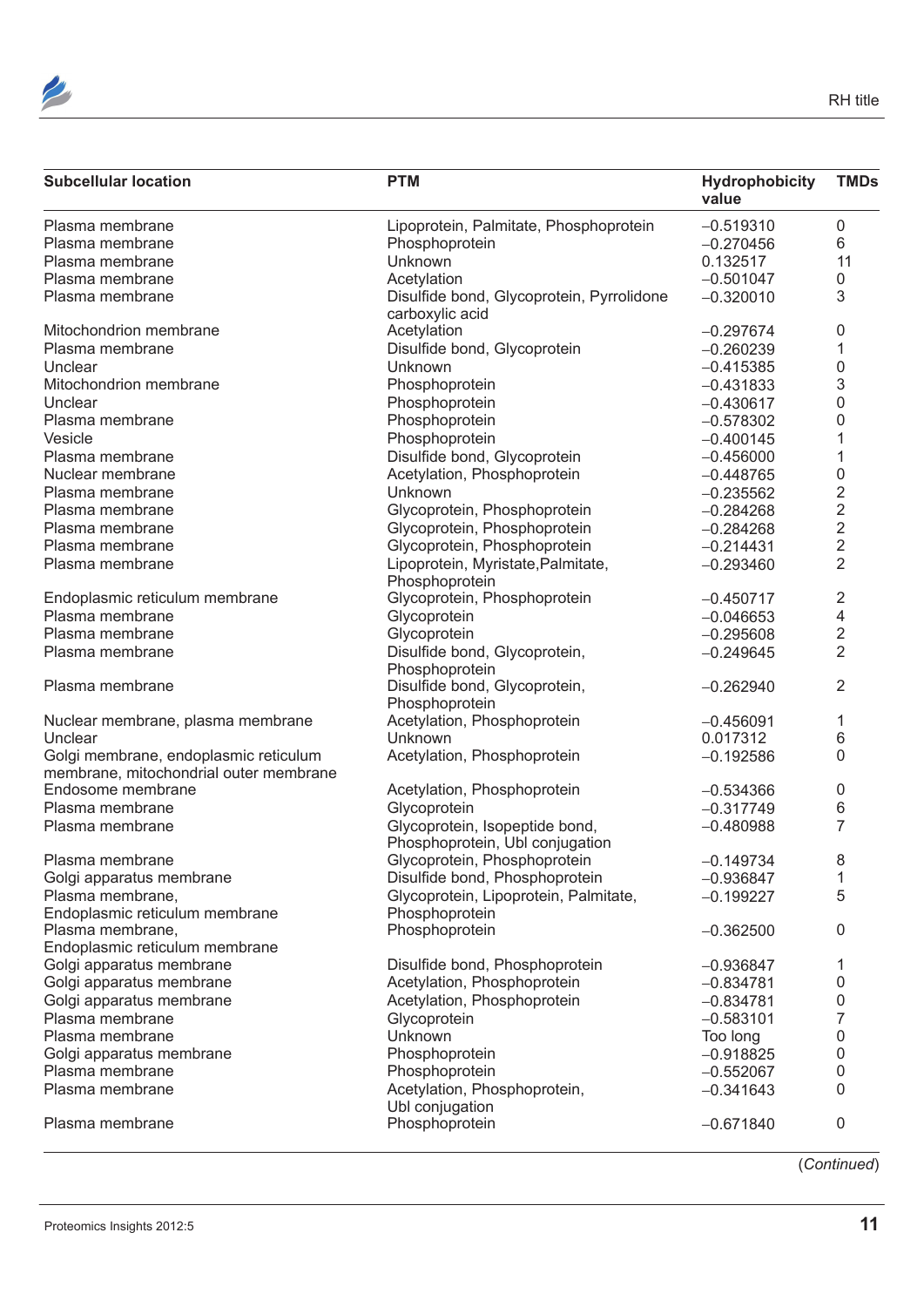| Subcellular location | PTM | Hydrophobicity value | TMDs |
|---|---|---|---|
| Plasma membrane | Lipoprotein, Palmitate, Phosphoprotein | −0.519310 | 0 |
| Plasma membrane | Phosphoprotein | −0.270456 | 6 |
| Plasma membrane | Unknown | 0.132517 | 11 |
| Plasma membrane | Acetylation | −0.501047 | 0 |
| Plasma membrane | Disulfide bond, Glycoprotein, Pyrrolidone carboxylic acid | −0.320010 | 3 |
| Mitochondrion membrane | Acetylation | −0.297674 | 0 |
| Plasma membrane | Disulfide bond, Glycoprotein | −0.260239 | 1 |
| Unclear | Unknown | −0.415385 | 0 |
| Mitochondrion membrane | Phosphoprotein | −0.431833 | 3 |
| Unclear | Phosphoprotein | −0.430617 | 0 |
| Plasma membrane | Phosphoprotein | −0.578302 | 0 |
| Vesicle | Phosphoprotein | −0.400145 | 1 |
| Plasma membrane | Disulfide bond, Glycoprotein | −0.456000 | 1 |
| Nuclear membrane | Acetylation, Phosphoprotein | −0.448765 | 0 |
| Plasma membrane | Unknown | −0.235562 | 2 |
| Plasma membrane | Glycoprotein, Phosphoprotein | −0.284268 | 2 |
| Plasma membrane | Glycoprotein, Phosphoprotein | −0.284268 | 2 |
| Plasma membrane | Glycoprotein, Phosphoprotein | −0.214431 | 2 |
| Plasma membrane | Lipoprotein, Myristate,Palmitate, Phosphoprotein | −0.293460 | 2 |
| Endoplasmic reticulum membrane | Glycoprotein, Phosphoprotein | −0.450717 | 2 |
| Plasma membrane | Glycoprotein | −0.046653 | 4 |
| Plasma membrane | Glycoprotein | −0.295608 | 2 |
| Plasma membrane | Disulfide bond, Glycoprotein, Phosphoprotein | −0.249645 | 2 |
| Plasma membrane | Disulfide bond, Glycoprotein, Phosphoprotein | −0.262940 | 2 |
| Nuclear membrane, plasma membrane | Acetylation, Phosphoprotein | −0.456091 | 1 |
| Unclear | Unknown | 0.017312 | 6 |
| Golgi membrane, endoplasmic reticulum membrane, mitochondrial outer membrane | Acetylation, Phosphoprotein | −0.192586 | 0 |
| Endosome membrane | Acetylation, Phosphoprotein | −0.534366 | 0 |
| Plasma membrane | Glycoprotein | −0.317749 | 6 |
| Plasma membrane | Glycoprotein, Isopeptide bond, Phosphoprotein, Ubl conjugation | −0.480988 | 7 |
| Plasma membrane | Glycoprotein, Phosphoprotein | −0.149734 | 8 |
| Golgi apparatus membrane | Disulfide bond, Phosphoprotein | −0.936847 | 1 |
| Plasma membrane, Endoplasmic reticulum membrane | Glycoprotein, Lipoprotein, Palmitate, Phosphoprotein | −0.199227 | 5 |
| Plasma membrane, Endoplasmic reticulum membrane | Phosphoprotein | −0.362500 | 0 |
| Golgi apparatus membrane | Disulfide bond, Phosphoprotein | −0.936847 | 1 |
| Golgi apparatus membrane | Acetylation, Phosphoprotein | −0.834781 | 0 |
| Golgi apparatus membrane | Acetylation, Phosphoprotein | −0.834781 | 0 |
| Plasma membrane | Glycoprotein | −0.583101 | 7 |
| Plasma membrane | Unknown | Too long | 0 |
| Golgi apparatus membrane | Phosphoprotein | −0.918825 | 0 |
| Plasma membrane | Phosphoprotein | −0.552067 | 0 |
| Plasma membrane | Acetylation, Phosphoprotein, Ubl conjugation | −0.341643 | 0 |
| Plasma membrane | Phosphoprotein | −0.671840 | 0 |

(*Continued*)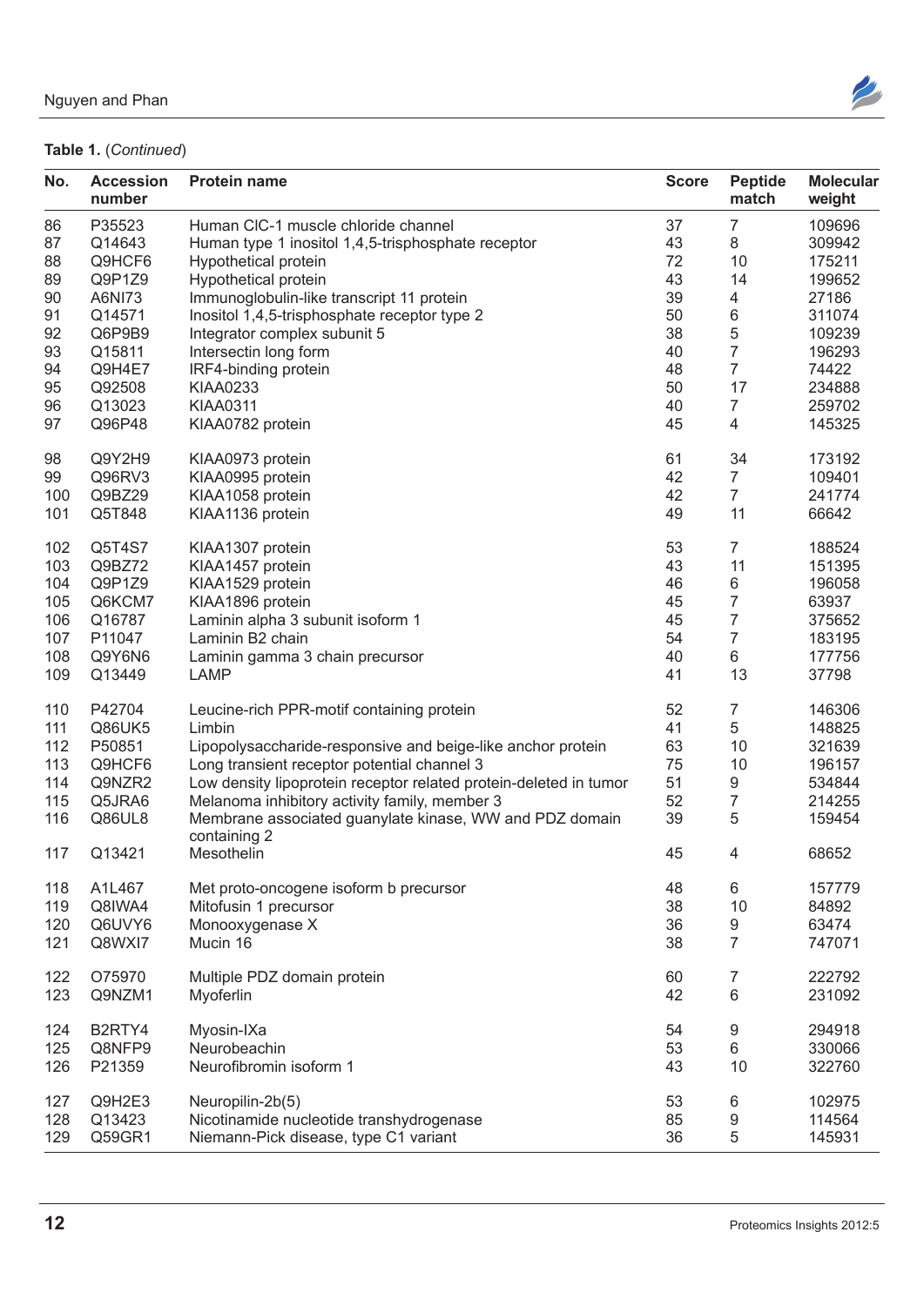**Table 1.** (*Continued*)

| No. | Accession number | Protein name | Score | Peptide match | Molecular weight |
|---|---|---|---|---|---|
| 86 | P35523 | Human ClC-1 muscle chloride channel | 37 | 7 | 109696 |
| 87 | Q14643 | Human type 1 inositol 1,4,5-trisphosphate receptor | 43 | 8 | 309942 |
| 88 | Q9HCF6 | Hypothetical protein | 72 | 10 | 175211 |
| 89 | Q9P1Z9 | Hypothetical protein | 43 | 14 | 199652 |
| 90 | A6NI73 | Immunoglobulin-like transcript 11 protein | 39 | 4 | 27186 |
| 91 | Q14571 | Inositol 1,4,5-trisphosphate receptor type 2 | 50 | 6 | 311074 |
| 92 | Q6P9B9 | Integrator complex subunit 5 | 38 | 5 | 109239 |
| 93 | Q15811 | Intersectin long form | 40 | 7 | 196293 |
| 94 | Q9H4E7 | IRF4-binding protein | 48 | 7 | 74422 |
| 95 | Q92508 | KIAA0233 | 50 | 17 | 234888 |
| 96 | Q13023 | KIAA0311 | 40 | 7 | 259702 |
| 97 | Q96P48 | KIAA0782 protein | 45 | 4 | 145325 |
| 98 | Q9Y2H9 | KIAA0973 protein | 61 | 34 | 173192 |
| 99 | Q96RV3 | KIAA0995 protein | 42 | 7 | 109401 |
| 100 | Q9BZ29 | KIAA1058 protein | 42 | 7 | 241774 |
| 101 | Q5T848 | KIAA1136 protein | 49 | 11 | 66642 |
| 102 | Q5T4S7 | KIAA1307 protein | 53 | 7 | 188524 |
| 103 | Q9BZ72 | KIAA1457 protein | 43 | 11 | 151395 |
| 104 | Q9P1Z9 | KIAA1529 protein | 46 | 6 | 196058 |
| 105 | Q6KCM7 | KIAA1896 protein | 45 | 7 | 63937 |
| 106 | Q16787 | Laminin alpha 3 subunit isoform 1 | 45 | 7 | 375652 |
| 107 | P11047 | Laminin B2 chain | 54 | 7 | 183195 |
| 108 | Q9Y6N6 | Laminin gamma 3 chain precursor | 40 | 6 | 177756 |
| 109 | Q13449 | LAMP | 41 | 13 | 37798 |
| 110 | P42704 | Leucine-rich PPR-motif containing protein | 52 | 7 | 146306 |
| 111 | Q86UK5 | Limbin | 41 | 5 | 148825 |
| 112 | P50851 | Lipopolysaccharide-responsive and beige-like anchor protein | 63 | 10 | 321639 |
| 113 | Q9HCF6 | Long transient receptor potential channel 3 | 75 | 10 | 196157 |
| 114 | Q9NZR2 | Low density lipoprotein receptor related protein-deleted in tumor | 51 | 9 | 534844 |
| 115 | Q5JRA6 | Melanoma inhibitory activity family, member 3 | 52 | 7 | 214255 |
| 116 | Q86UL8 | Membrane associated guanylate kinase, WW and PDZ domain containing 2 | 39 | 5 | 159454 |
| 117 | Q13421 | Mesothelin | 45 | 4 | 68652 |
| 118 | A1L467 | Met proto-oncogene isoform b precursor | 48 | 6 | 157779 |
| 119 | Q8IWA4 | Mitofusin 1 precursor | 38 | 10 | 84892 |
| 120 | Q6UVY6 | Monooxygenase X | 36 | 9 | 63474 |
| 121 | Q8WXI7 | Mucin 16 | 38 | 7 | 747071 |
| 122 | O75970 | Multiple PDZ domain protein | 60 | 7 | 222792 |
| 123 | Q9NZM1 | Myoferlin | 42 | 6 | 231092 |
| 124 | B2RTY4 | Myosin-IXa | 54 | 9 | 294918 |
| 125 | Q8NFP9 | Neurobeachin | 53 | 6 | 330066 |
| 126 | P21359 | Neurofibromin isoform 1 | 43 | 10 | 322760 |
| 127 | Q9H2E3 | Neuropilin-2b(5) | 53 | 6 | 102975 |
| 128 | Q13423 | Nicotinamide nucleotide transhydrogenase | 85 | 9 | 114564 |
| 129 | Q59GR1 | Niemann-Pick disease, type C1 variant | 36 | 5 | 145931 |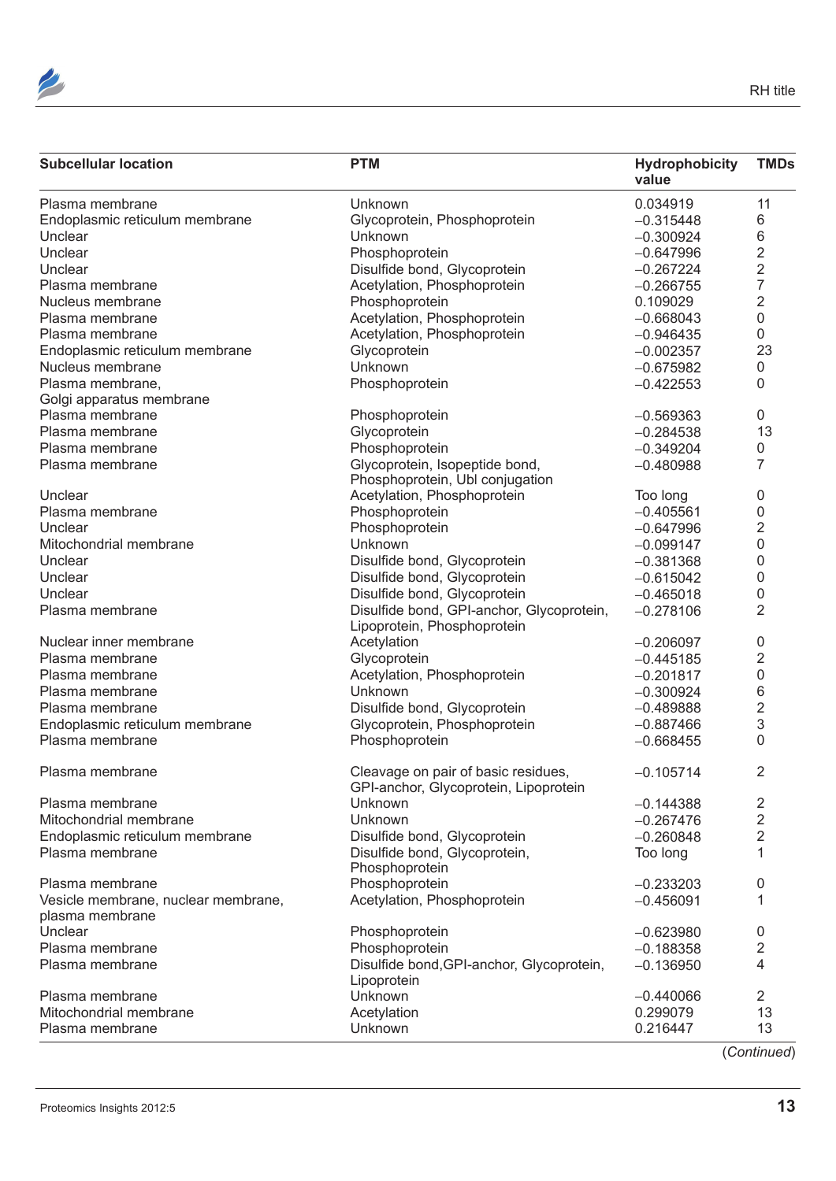| Subcellular location | PTM | Hydrophobicity value | TMDs |
|---|---|---|---|
| Plasma membrane | Unknown | 0.034919 | 11 |
| Endoplasmic reticulum membrane | Glycoprotein, Phosphoprotein | −0.315448 | 6 |
| Unclear | Unknown | −0.300924 | 6 |
| Unclear | Phosphoprotein | −0.647996 | 2 |
| Unclear | Disulfide bond, Glycoprotein | −0.267224 | 2 |
| Plasma membrane | Acetylation, Phosphoprotein | −0.266755 | 7 |
| Nucleus membrane | Phosphoprotein | 0.109029 | 2 |
| Plasma membrane | Acetylation, Phosphoprotein | −0.668043 | 0 |
| Plasma membrane | Acetylation, Phosphoprotein | −0.946435 | 0 |
| Endoplasmic reticulum membrane | Glycoprotein | −0.002357 | 23 |
| Nucleus membrane | Unknown | −0.675982 | 0 |
| Plasma membrane, Golgi apparatus membrane | Phosphoprotein | −0.422553 | 0 |
| Plasma membrane | Phosphoprotein | −0.569363 | 0 |
| Plasma membrane | Glycoprotein | −0.284538 | 13 |
| Plasma membrane | Phosphoprotein | −0.349204 | 0 |
| Plasma membrane | Glycoprotein, Isopeptide bond, Phosphoprotein, Ubl conjugation | −0.480988 | 7 |
| Unclear | Acetylation, Phosphoprotein | Too long | 0 |
| Plasma membrane | Phosphoprotein | −0.405561 | 0 |
| Unclear | Phosphoprotein | −0.647996 | 2 |
| Mitochondrial membrane | Unknown | −0.099147 | 0 |
| Unclear | Disulfide bond, Glycoprotein | −0.381368 | 0 |
| Unclear | Disulfide bond, Glycoprotein | −0.615042 | 0 |
| Unclear | Disulfide bond, Glycoprotein | −0.465018 | 0 |
| Plasma membrane | Disulfide bond, GPI-anchor, Glycoprotein, Lipoprotein, Phosphoprotein | −0.278106 | 2 |
| Nuclear inner membrane | Acetylation | −0.206097 | 0 |
| Plasma membrane | Glycoprotein | −0.445185 | 2 |
| Plasma membrane | Acetylation, Phosphoprotein | −0.201817 | 0 |
| Plasma membrane | Unknown | −0.300924 | 6 |
| Plasma membrane | Disulfide bond, Glycoprotein | −0.489888 | 2 |
| Endoplasmic reticulum membrane | Glycoprotein, Phosphoprotein | −0.887466 | 3 |
| Plasma membrane | Phosphoprotein | −0.668455 | 0 |
| Plasma membrane | Cleavage on pair of basic residues, GPI-anchor, Glycoprotein, Lipoprotein | −0.105714 | 2 |
| Plasma membrane | Unknown | −0.144388 | 2 |
| Mitochondrial membrane | Unknown | −0.267476 | 2 |
| Endoplasmic reticulum membrane | Disulfide bond, Glycoprotein | −0.260848 | 2 |
| Plasma membrane | Disulfide bond, Glycoprotein, Phosphoprotein | Too long | 1 |
| Plasma membrane | Phosphoprotein | −0.233203 | 0 |
| Vesicle membrane, nuclear membrane, plasma membrane | Acetylation, Phosphoprotein | −0.456091 | 1 |
| Unclear | Phosphoprotein | −0.623980 | 0 |
| Plasma membrane | Phosphoprotein | −0.188358 | 2 |
| Plasma membrane | Disulfide bond,GPI-anchor, Glycoprotein, Lipoprotein | −0.136950 | 4 |
| Plasma membrane | Unknown | −0.440066 | 2 |
| Mitochondrial membrane | Acetylation | 0.299079 | 13 |
| Plasma membrane | Unknown | 0.216447 | 13 |

(*Continued*)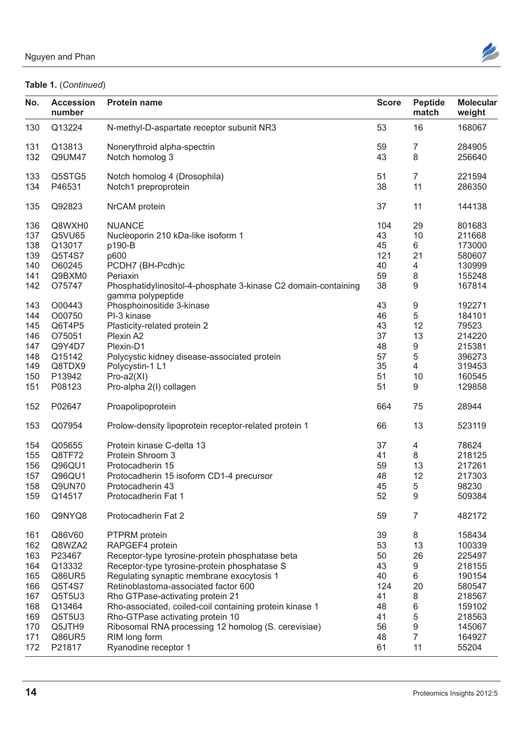**Table 1.** (*Continued*)

| No. | Accession number | Protein name | Score | Peptide match | Molecular weight |
|---|---|---|---|---|---|
| 130 | Q13224 | N-methyl-D-aspartate receptor subunit NR3 | 53 | 16 | 168067 |
| 131 | Q13813 | Nonerythroid alpha-spectrin | 59 | 7 | 284905 |
| 132 | Q9UM47 | Notch homolog 3 | 43 | 8 | 256640 |
| 133 | Q5STG5 | Notch homolog 4 (Drosophila) | 51 | 7 | 221594 |
| 134 | P46531 | Notch1 preproprotein | 38 | 11 | 286350 |
| 135 | Q92823 | NrCAM protein | 37 | 11 | 144138 |
| 136 | Q8WXH0 | NUANCE | 104 | 29 | 801683 |
| 137 | Q5VU65 | Nucleoporin 210 kDa-like isoform 1 | 43 | 10 | 211668 |
| 138 | Q13017 | p190-B | 45 | 6 | 173000 |
| 139 | Q5T4S7 | p600 | 121 | 21 | 580607 |
| 140 | O60245 | PCDH7 (BH-Pcdh)c | 40 | 4 | 130999 |
| 141 | Q9BXM0 | Periaxin | 59 | 8 | 155248 |
| 142 | O75747 | Phosphatidylinositol-4-phosphate 3-kinase C2 domain-containing gamma polypeptide | 38 | 9 | 167814 |
| 143 | O00443 | Phosphoinositide 3-kinase | 43 | 9 | 192271 |
| 144 | O00750 | PI-3 kinase | 46 | 5 | 184101 |
| 145 | Q6T4P5 | Plasticity-related protein 2 | 43 | 12 | 79523 |
| 146 | O75051 | Plexin A2 | 37 | 13 | 214220 |
| 147 | Q9Y4D7 | Plexin-D1 | 48 | 9 | 215381 |
| 148 | Q15142 | Polycystic kidney disease-associated protein | 57 | 5 | 396273 |
| 149 | Q8TDX9 | Polycystin-1 L1 | 35 | 4 | 319453 |
| 150 | P13942 | Pro-a2(XI) | 51 | 10 | 160545 |
| 151 | P08123 | Pro-alpha 2(I) collagen | 51 | 9 | 129858 |
| 152 | P02647 | Proapolipoprotein | 664 | 75 | 28944 |
| 153 | Q07954 | Prolow-density lipoprotein receptor-related protein 1 | 66 | 13 | 523119 |
| 154 | Q05655 | Protein kinase C-delta 13 | 37 | 4 | 78624 |
| 155 | Q8TF72 | Protein Shroom 3 | 41 | 8 | 218125 |
| 156 | Q96QU1 | Protocadherin 15 | 59 | 13 | 217261 |
| 157 | Q96QU1 | Protocadherin 15 isoform CD1-4 precursor | 48 | 12 | 217303 |
| 158 | Q9UN70 | Protocadherin 43 | 45 | 5 | 98230 |
| 159 | Q14517 | Protocadherin Fat 1 | 52 | 9 | 509384 |
| 160 | Q9NYQ8 | Protocadherin Fat 2 | 59 | 7 | 482172 |
| 161 | Q86V60 | PTPRM protein | 39 | 8 | 158434 |
| 162 | Q8WZA2 | RAPGEF4 protein | 53 | 13 | 100339 |
| 163 | P23467 | Receptor-type tyrosine-protein phosphatase beta | 50 | 26 | 225497 |
| 164 | Q13332 | Receptor-type tyrosine-protein phosphatase S | 43 | 9 | 218155 |
| 165 | Q86UR5 | Regulating synaptic membrane exocytosis 1 | 40 | 6 | 190154 |
| 166 | Q5T4S7 | Retinoblastoma-associated factor 600 | 124 | 20 | 580547 |
| 167 | Q5T5U3 | Rho GTPase-activating protein 21 | 41 | 8 | 218567 |
| 168 | Q13464 | Rho-associated, coiled-coil containing protein kinase 1 | 48 | 6 | 159102 |
| 169 | Q5T5U3 | Rho-GTPase activating protein 10 | 41 | 5 | 218563 |
| 170 | Q5JTH9 | Ribosomal RNA processing 12 homolog (S. cerevisiae) | 56 | 9 | 145067 |
| 171 | Q86UR5 | RIM long form | 48 | 7 | 164927 |
| 172 | P21817 | Ryanodine receptor 1 | 61 | 11 | 55204 |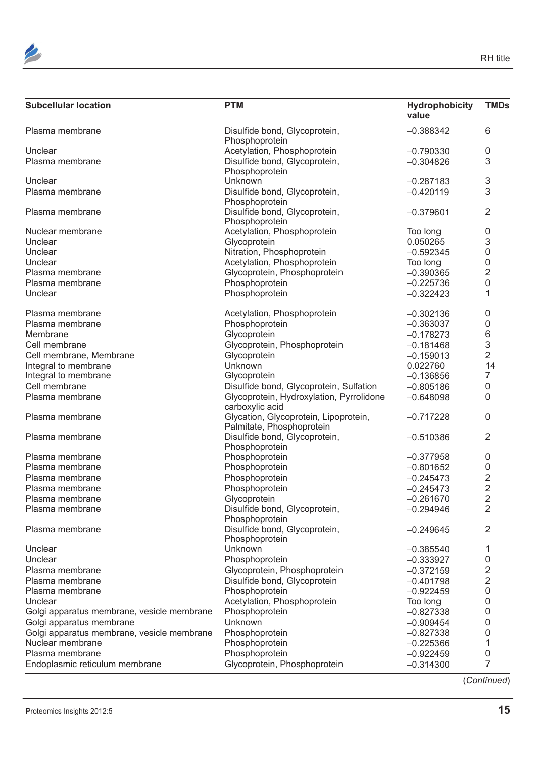| Subcellular location | PTM | Hydrophobicity value | TMDs |
|---|---|---|---|
| Plasma membrane | Disulfide bond, Glycoprotein, Phosphoprotein | −0.388342 | 6 |
| Unclear | Acetylation, Phosphoprotein | −0.790330 | 0 |
| Plasma membrane | Disulfide bond, Glycoprotein, Phosphoprotein | −0.304826 | 3 |
| Unclear | Unknown | −0.287183 | 3 |
| Plasma membrane | Disulfide bond, Glycoprotein, Phosphoprotein | −0.420119 | 3 |
| Plasma membrane | Disulfide bond, Glycoprotein, Phosphoprotein | −0.379601 | 2 |
| Nuclear membrane | Acetylation, Phosphoprotein | Too long | 0 |
| Unclear | Glycoprotein | 0.050265 | 3 |
| Unclear | Nitration, Phosphoprotein | −0.592345 | 0 |
| Unclear | Acetylation, Phosphoprotein | Too long | 0 |
| Plasma membrane | Glycoprotein, Phosphoprotein | −0.390365 | 2 |
| Plasma membrane | Phosphoprotein | −0.225736 | 0 |
| Unclear | Phosphoprotein | −0.322423 | 1 |
| Plasma membrane | Acetylation, Phosphoprotein | −0.302136 | 0 |
| Plasma membrane | Phosphoprotein | −0.363037 | 0 |
| Membrane | Glycoprotein | −0.178273 | 6 |
| Cell membrane | Glycoprotein, Phosphoprotein | −0.181468 | 3 |
| Cell membrane, Membrane | Glycoprotein | −0.159013 | 2 |
| Integral to membrane | Unknown | 0.022760 | 14 |
| Integral to membrane | Glycoprotein | −0.136856 | 7 |
| Cell membrane | Disulfide bond, Glycoprotein, Sulfation | −0.805186 | 0 |
| Plasma membrane | Glycoprotein, Hydroxylation, Pyrrolidone carboxylic acid | −0.648098 | 0 |
| Plasma membrane | Glycation, Glycoprotein, Lipoprotein, Palmitate, Phosphoprotein | −0.717228 | 0 |
| Plasma membrane | Disulfide bond, Glycoprotein, Phosphoprotein | −0.510386 | 2 |
| Plasma membrane | Phosphoprotein | −0.377958 | 0 |
| Plasma membrane | Phosphoprotein | −0.801652 | 0 |
| Plasma membrane | Phosphoprotein | −0.245473 | 2 |
| Plasma membrane | Phosphoprotein | −0.245473 | 2 |
| Plasma membrane | Glycoprotein | −0.261670 | 2 |
| Plasma membrane | Disulfide bond, Glycoprotein, Phosphoprotein | −0.294946 | 2 |
| Plasma membrane | Disulfide bond, Glycoprotein, Phosphoprotein | −0.249645 | 2 |
| Unclear | Unknown | −0.385540 | 1 |
| Unclear | Phosphoprotein | −0.333927 | 0 |
| Plasma membrane | Glycoprotein, Phosphoprotein | −0.372159 | 2 |
| Plasma membrane | Disulfide bond, Glycoprotein | −0.401798 | 2 |
| Plasma membrane | Phosphoprotein | −0.922459 | 0 |
| Unclear | Acetylation, Phosphoprotein | Too long | 0 |
| Golgi apparatus membrane, vesicle membrane | Phosphoprotein | −0.827338 | 0 |
| Golgi apparatus membrane | Unknown | −0.909454 | 0 |
| Golgi apparatus membrane, vesicle membrane | Phosphoprotein | −0.827338 | 0 |
| Nuclear membrane | Phosphoprotein | −0.225366 | 1 |
| Plasma membrane | Phosphoprotein | −0.922459 | 0 |
| Endoplasmic reticulum membrane | Glycoprotein, Phosphoprotein | −0.314300 | 7 |

(*Continued*)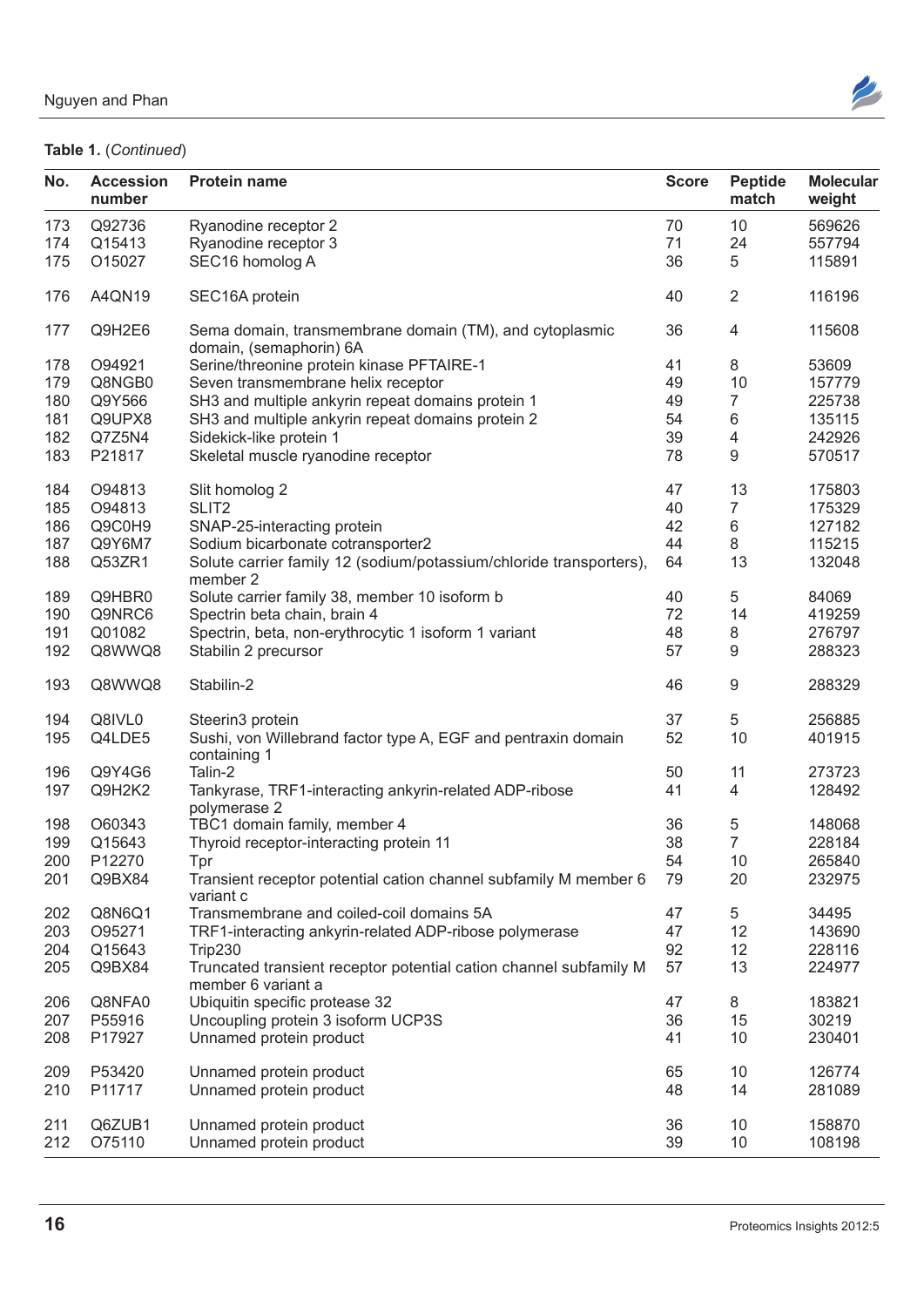**Table 1.** (*Continued*)

| No. | Accession number | Protein name | Score | Peptide match | Molecular weight |
|---|---|---|---|---|---|
| 173 | Q92736 | Ryanodine receptor 2 | 70 | 10 | 569626 |
| 174 | Q15413 | Ryanodine receptor 3 | 71 | 24 | 557794 |
| 175 | O15027 | SEC16 homolog A | 36 | 5 | 115891 |
| 176 | A4QN19 | SEC16A protein | 40 | 2 | 116196 |
| 177 | Q9H2E6 | Sema domain, transmembrane domain (TM), and cytoplasmic domain, (semaphorin) 6A | 36 | 4 | 115608 |
| 178 | O94921 | Serine/threonine protein kinase PFTAIRE-1 | 41 | 8 | 53609 |
| 179 | Q8NGB0 | Seven transmembrane helix receptor | 49 | 10 | 157779 |
| 180 | Q9Y566 | SH3 and multiple ankyrin repeat domains protein 1 | 49 | 7 | 225738 |
| 181 | Q9UPX8 | SH3 and multiple ankyrin repeat domains protein 2 | 54 | 6 | 135115 |
| 182 | Q7Z5N4 | Sidekick-like protein 1 | 39 | 4 | 242926 |
| 183 | P21817 | Skeletal muscle ryanodine receptor | 78 | 9 | 570517 |
| 184 | O94813 | Slit homolog 2 | 47 | 13 | 175803 |
| 185 | O94813 | SLIT2 | 40 | 7 | 175329 |
| 186 | Q9C0H9 | SNAP-25-interacting protein | 42 | 6 | 127182 |
| 187 | Q9Y6M7 | Sodium bicarbonate cotransporter2 | 44 | 8 | 115215 |
| 188 | Q53ZR1 | Solute carrier family 12 (sodium/potassium/chloride transporters), member 2 | 64 | 13 | 132048 |
| 189 | Q9HBR0 | Solute carrier family 38, member 10 isoform b | 40 | 5 | 84069 |
| 190 | Q9NRC6 | Spectrin beta chain, brain 4 | 72 | 14 | 419259 |
| 191 | Q01082 | Spectrin, beta, non-erythrocytic 1 isoform 1 variant | 48 | 8 | 276797 |
| 192 | Q8WWQ8 | Stabilin 2 precursor | 57 | 9 | 288323 |
| 193 | Q8WWQ8 | Stabilin-2 | 46 | 9 | 288329 |
| 194 | Q8IVL0 | Steerin3 protein | 37 | 5 | 256885 |
| 195 | Q4LDE5 | Sushi, von Willebrand factor type A, EGF and pentraxin domain containing 1 | 52 | 10 | 401915 |
| 196 | Q9Y4G6 | Talin-2 | 50 | 11 | 273723 |
| 197 | Q9H2K2 | Tankyrase, TRF1-interacting ankyrin-related ADP-ribose polymerase 2 | 41 | 4 | 128492 |
| 198 | O60343 | TBC1 domain family, member 4 | 36 | 5 | 148068 |
| 199 | Q15643 | Thyroid receptor-interacting protein 11 | 38 | 7 | 228184 |
| 200 | P12270 | Tpr | 54 | 10 | 265840 |
| 201 | Q9BX84 | Transient receptor potential cation channel subfamily M member 6 variant c | 79 | 20 | 232975 |
| 202 | Q8N6Q1 | Transmembrane and coiled-coil domains 5A | 47 | 5 | 34495 |
| 203 | O95271 | TRF1-interacting ankyrin-related ADP-ribose polymerase | 47 | 12 | 143690 |
| 204 | Q15643 | Trip230 | 92 | 12 | 228116 |
| 205 | Q9BX84 | Truncated transient receptor potential cation channel subfamily M member 6 variant a | 57 | 13 | 224977 |
| 206 | Q8NFA0 | Ubiquitin specific protease 32 | 47 | 8 | 183821 |
| 207 | P55916 | Uncoupling protein 3 isoform UCP3S | 36 | 15 | 30219 |
| 208 | P17927 | Unnamed protein product | 41 | 10 | 230401 |
| 209 | P53420 | Unnamed protein product | 65 | 10 | 126774 |
| 210 | P11717 | Unnamed protein product | 48 | 14 | 281089 |
| 211 | Q6ZUB1 | Unnamed protein product | 36 | 10 | 158870 |
| 212 | O75110 | Unnamed protein product | 39 | 10 | 108198 |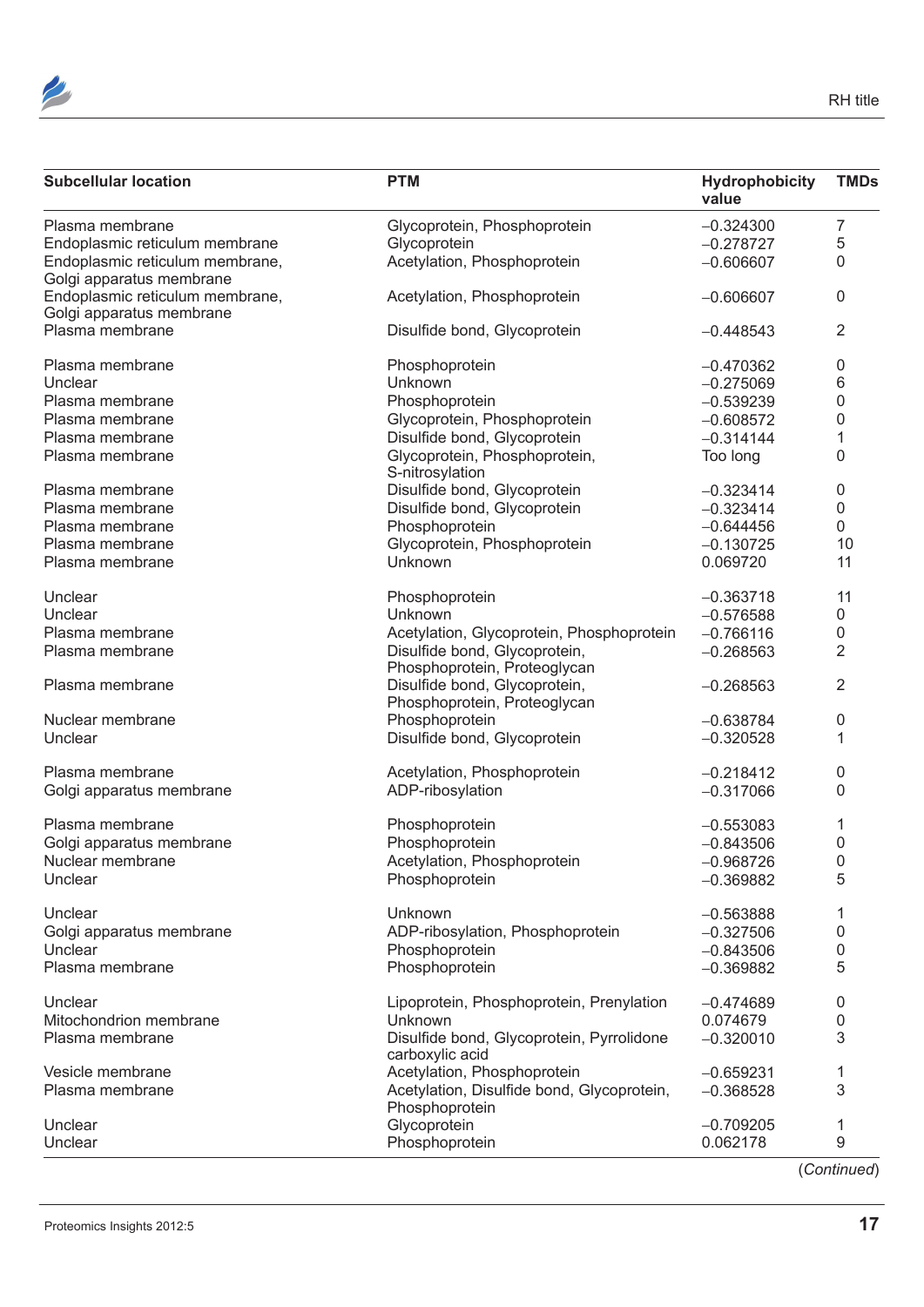| Subcellular location | PTM | Hydrophobicity value | TMDs |
|---|---|---|---|
| Plasma membrane | Glycoprotein, Phosphoprotein | −0.324300 | 7 |
| Endoplasmic reticulum membrane | Glycoprotein | −0.278727 | 5 |
| Endoplasmic reticulum membrane, Golgi apparatus membrane | Acetylation, Phosphoprotein | −0.606607 | 0 |
| Endoplasmic reticulum membrane, Golgi apparatus membrane | Acetylation, Phosphoprotein | −0.606607 | 0 |
| Plasma membrane | Disulfide bond, Glycoprotein | −0.448543 | 2 |
| Plasma membrane | Phosphoprotein | −0.470362 | 0 |
| Unclear | Unknown | −0.275069 | 6 |
| Plasma membrane | Phosphoprotein | −0.539239 | 0 |
| Plasma membrane | Glycoprotein, Phosphoprotein | −0.608572 | 0 |
| Plasma membrane | Disulfide bond, Glycoprotein | −0.314144 | 1 |
| Plasma membrane | Glycoprotein, Phosphoprotein, S-nitrosylation | Too long | 0 |
| Plasma membrane | Disulfide bond, Glycoprotein | −0.323414 | 0 |
| Plasma membrane | Disulfide bond, Glycoprotein | −0.323414 | 0 |
| Plasma membrane | Phosphoprotein | −0.644456 | 0 |
| Plasma membrane | Glycoprotein, Phosphoprotein | −0.130725 | 10 |
| Plasma membrane | Unknown | 0.069720 | 11 |
| Unclear | Phosphoprotein | −0.363718 | 11 |
| Unclear | Unknown | −0.576588 | 0 |
| Plasma membrane | Acetylation, Glycoprotein, Phosphoprotein | −0.766116 | 0 |
| Plasma membrane | Disulfide bond, Glycoprotein, Phosphoprotein, Proteoglycan | −0.268563 | 2 |
| Plasma membrane | Disulfide bond, Glycoprotein, Phosphoprotein, Proteoglycan | −0.268563 | 2 |
| Nuclear membrane | Phosphoprotein | −0.638784 | 0 |
| Unclear | Disulfide bond, Glycoprotein | −0.320528 | 1 |
| Plasma membrane | Acetylation, Phosphoprotein | −0.218412 | 0 |
| Golgi apparatus membrane | ADP-ribosylation | −0.317066 | 0 |
| Plasma membrane | Phosphoprotein | −0.553083 | 1 |
| Golgi apparatus membrane | Phosphoprotein | −0.843506 | 0 |
| Nuclear membrane | Acetylation, Phosphoprotein | −0.968726 | 0 |
| Unclear | Phosphoprotein | −0.369882 | 5 |
| Unclear | Unknown | −0.563888 | 1 |
| Golgi apparatus membrane | ADP-ribosylation, Phosphoprotein | −0.327506 | 0 |
| Unclear | Phosphoprotein | −0.843506 | 0 |
| Plasma membrane | Phosphoprotein | −0.369882 | 5 |
| Unclear | Lipoprotein, Phosphoprotein, Prenylation | −0.474689 | 0 |
| Mitochondrion membrane | Unknown | 0.074679 | 0 |
| Plasma membrane | Disulfide bond, Glycoprotein, Pyrrolidone carboxylic acid | −0.320010 | 3 |
| Vesicle membrane | Acetylation, Phosphoprotein | −0.659231 | 1 |
| Plasma membrane | Acetylation, Disulfide bond, Glycoprotein, Phosphoprotein | −0.368528 | 3 |
| Unclear | Glycoprotein | −0.709205 | 1 |
| Unclear | Phosphoprotein | 0.062178 | 9 |

(*Continued*)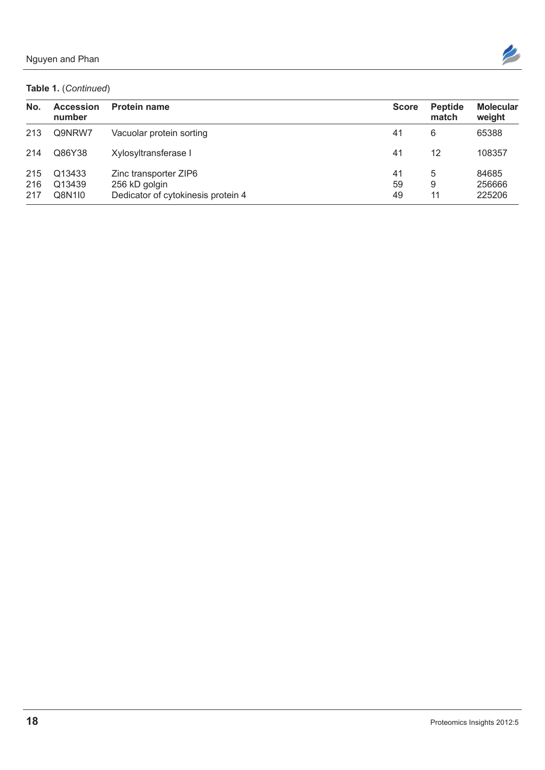**Table 1.** (*Continued*)

| No. | Accession number | Protein name | Score | Peptide match | Molecular weight |
|---|---|---|---|---|---|
| 213 | Q9NRW7 | Vacuolar protein sorting | 41 | 6 | 65388 |
| 214 | Q86Y38 | Xylosyltransferase I | 41 | 12 | 108357 |
| 215 | Q13433 | Zinc transporter ZIP6 | 41 | 5 | 84685 |
| 216 | Q13439 | 256 kD golgin | 59 | 9 | 256666 |
| 217 | Q8N1I0 | Dedicator of cytokinesis protein 4 | 49 | 11 | 225206 |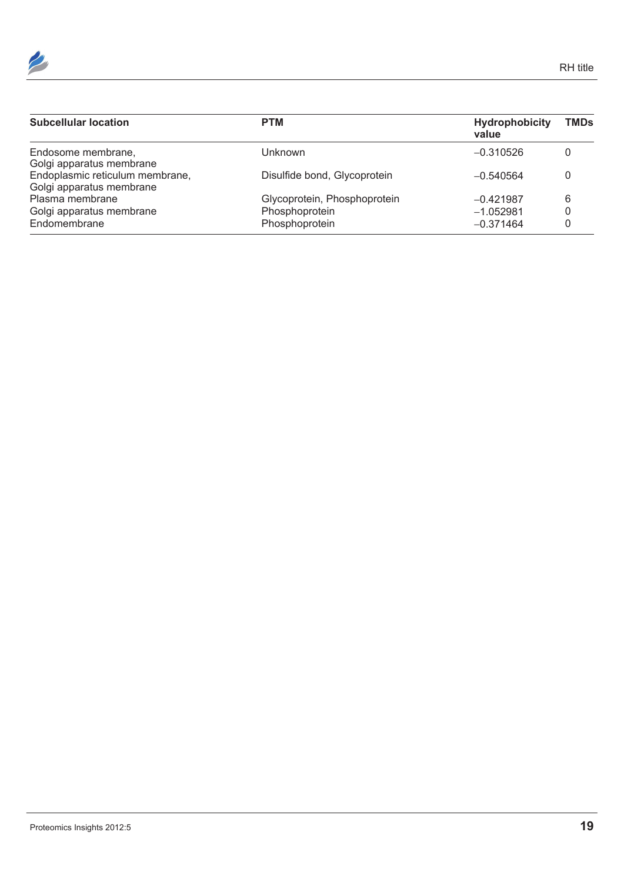| Subcellular location | PTM | Hydrophobicity value | TMDs |
|---|---|---|---|
| Endosome membrane, Golgi apparatus membrane | Unknown | −0.310526 | 0 |
| Endoplasmic reticulum membrane, Golgi apparatus membrane | Disulfide bond, Glycoprotein | −0.540564 | 0 |
| Plasma membrane | Glycoprotein, Phosphoprotein | −0.421987 | 6 |
| Golgi apparatus membrane | Phosphoprotein | −1.052981 | 0 |
| Endomembrane | Phosphoprotein | −0.371464 | 0 |